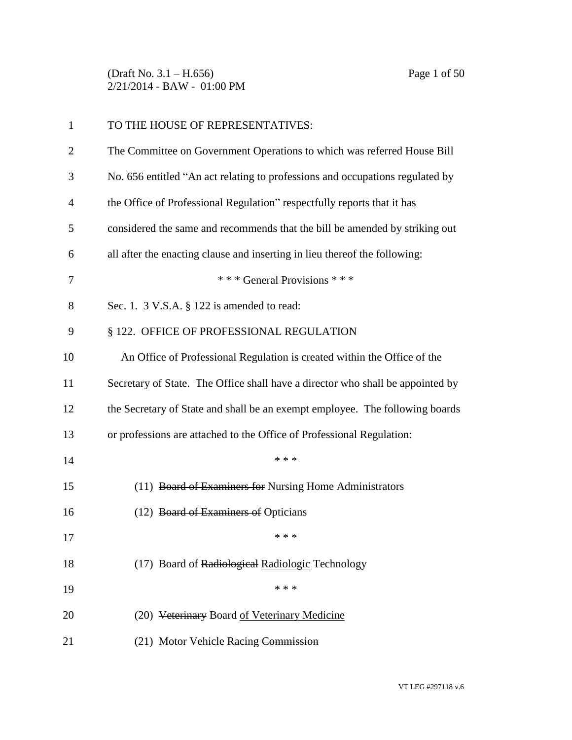TO THE HOUSE OF REPRESENTATIVES:

The Committee on Government Operations to which was referred House Bill No. 656 entitled "An act relating to professions and occupations regulated by the Office of Professional Regulation" respectfully reports that it has considered the same and recommends that the bill be amended by striking out all after the enacting clause and inserting in lieu thereof the following:

\* \* \* General Provisions \* \* \*

Sec. 1. 3 V.S.A. § 122 is amended to read:

§ 122. OFFICE OF PROFESSIONAL REGULATION

An Office of Professional Regulation is created within the Office of the Secretary of State. The Office shall have a director who shall be appointed by the Secretary of State and shall be an exempt employee. The following boards or professions are attached to the Office of Professional Regulation:

\* \* \*

(11) ~~Board of Examiners for~~ Nursing Home Administrators

(12) ~~Board of Examiners of~~ Opticians

\* \* \*

(17) Board of ~~Radiological~~ <u>Radiologic</u> Technology

\* \* \*

(20) ~~Veterinary~~ Board <u>of Veterinary Medicine</u>

(21) Motor Vehicle Racing ~~Commission~~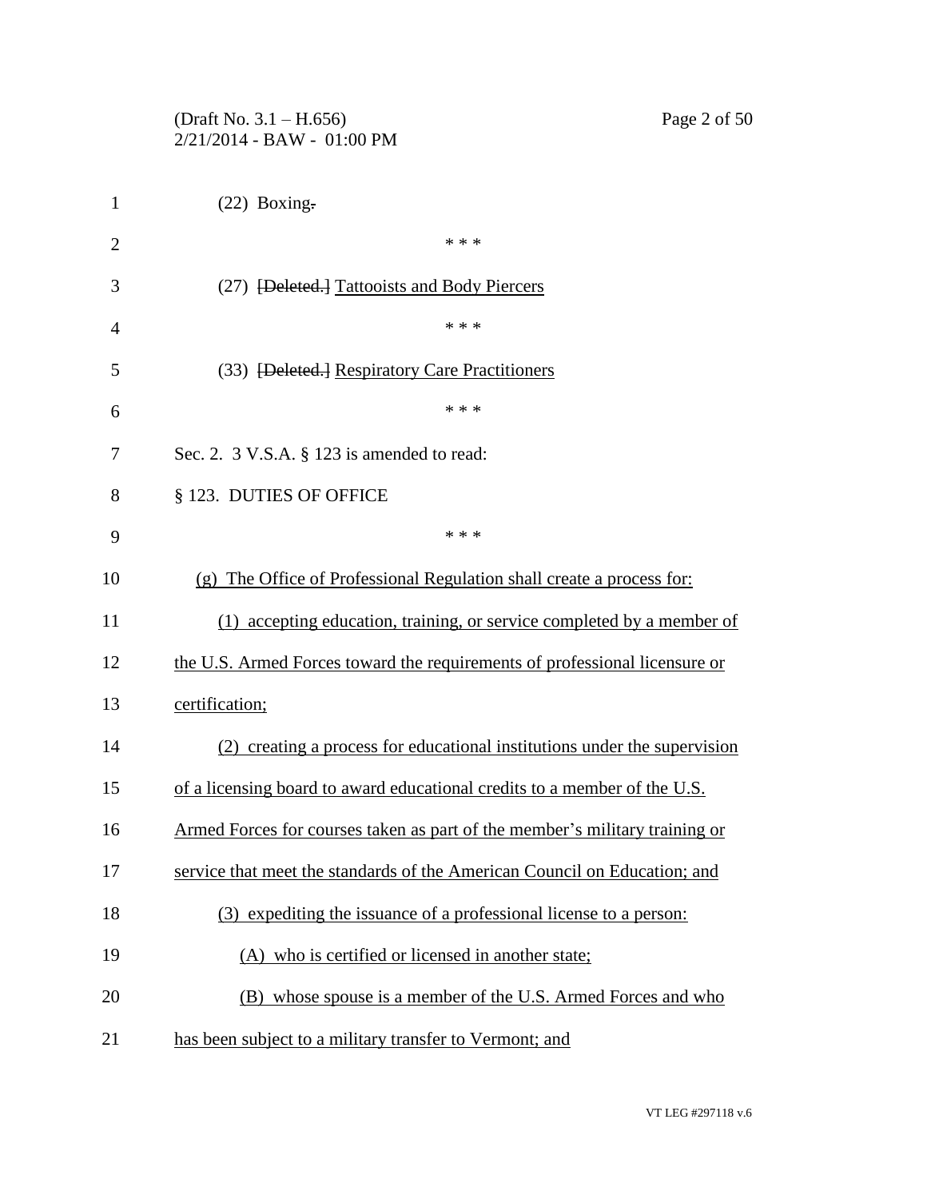(22) Boxing~~.~~

\* \* \*

(27) ~~[Deleted.]~~ Tattooists and Body Piercers

\* \* \*

(33) ~~[Deleted.]~~ Respiratory Care Practitioners

\* \* \*

Sec. 2. 3 V.S.A. § 123 is amended to read:

§ 123. DUTIES OF OFFICE

\* \* \*

(g) The Office of Professional Regulation shall create a process for:

(1) accepting education, training, or service completed by a member of the U.S. Armed Forces toward the requirements of professional licensure or certification;

(2) creating a process for educational institutions under the supervision of a licensing board to award educational credits to a member of the U.S. Armed Forces for courses taken as part of the member's military training or service that meet the standards of the American Council on Education; and

(3) expediting the issuance of a professional license to a person:

(A) who is certified or licensed in another state;

(B) whose spouse is a member of the U.S. Armed Forces and who has been subject to a military transfer to Vermont; and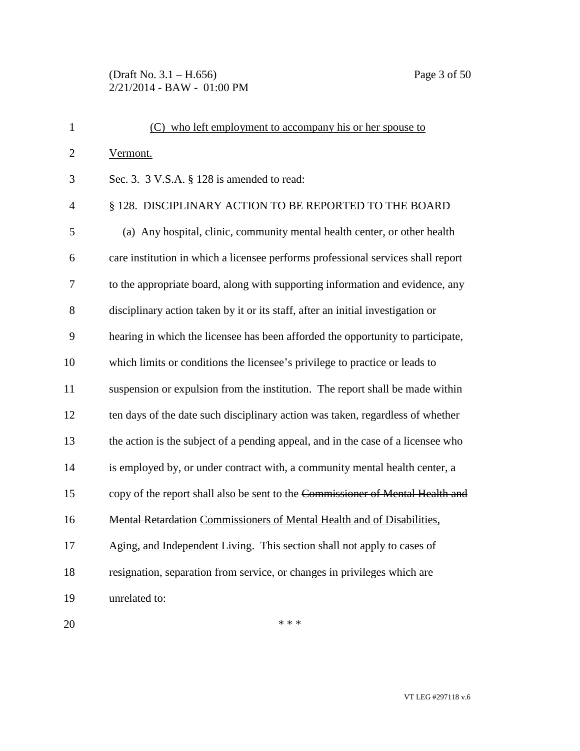(C) who left employment to accompany his or her spouse to Vermont.

Sec. 3. 3 V.S.A. § 128 is amended to read:

§ 128. DISCIPLINARY ACTION TO BE REPORTED TO THE BOARD

(a) Any hospital, clinic, community mental health center, or other health care institution in which a licensee performs professional services shall report to the appropriate board, along with supporting information and evidence, any disciplinary action taken by it or its staff, after an initial investigation or hearing in which the licensee has been afforded the opportunity to participate, which limits or conditions the licensee's privilege to practice or leads to suspension or expulsion from the institution. The report shall be made within ten days of the date such disciplinary action was taken, regardless of whether the action is the subject of a pending appeal, and in the case of a licensee who is employed by, or under contract with, a community mental health center, a copy of the report shall also be sent to the ~~Commissioner of Mental Health and Mental Retardation~~ Commissioners of Mental Health and of Disabilities, Aging, and Independent Living. This section shall not apply to cases of resignation, separation from service, or changes in privileges which are unrelated to:

\* \* \*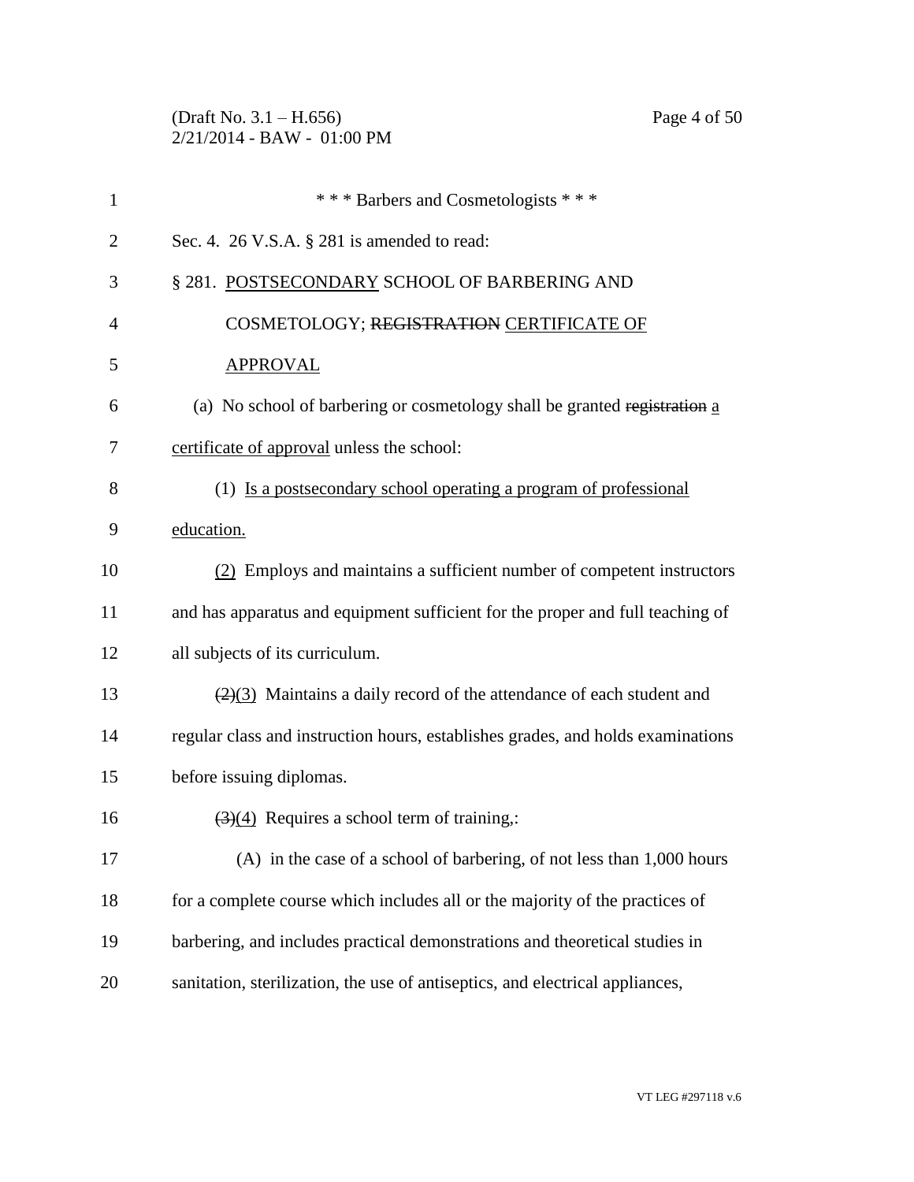\* \* \* Barbers and Cosmetologists \* \* \*

Sec. 4. 26 V.S.A. § 281 is amended to read:

§ 281. <u>POSTSECONDARY</u> SCHOOL OF BARBERING AND COSMETOLOGY; ~~REGISTRATION~~ <u>CERTIFICATE OF APPROVAL</u>

(a) No school of barbering or cosmetology shall be granted ~~registration~~ <u>a certificate of approval</u> unless the school:

(1) <u>Is a postsecondary school operating a program of professional education.</u>

<u>(2)</u> Employs and maintains a sufficient number of competent instructors and has apparatus and equipment sufficient for the proper and full teaching of all subjects of its curriculum.

~~(2)~~<u>(3)</u> Maintains a daily record of the attendance of each student and regular class and instruction hours, establishes grades, and holds examinations before issuing diplomas.

~~(3)~~<u>(4)</u> Requires a school term of training~~,~~:

(A) in the case of a school of barbering, of not less than 1,000 hours for a complete course which includes all or the majority of the practices of barbering, and includes practical demonstrations and theoretical studies in sanitation, sterilization, the use of antiseptics, and electrical appliances,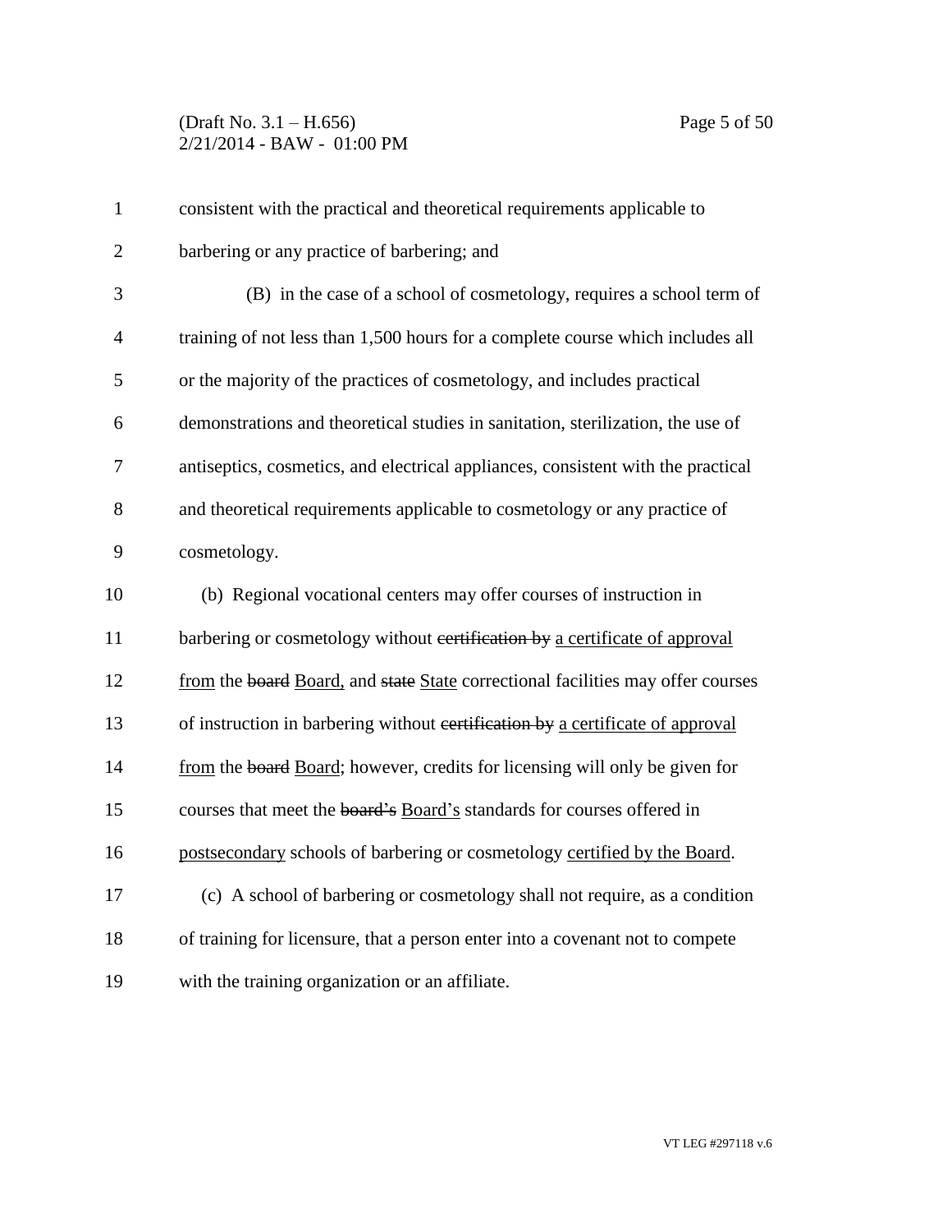consistent with the practical and theoretical requirements applicable to barbering or any practice of barbering; and

(B) in the case of a school of cosmetology, requires a school term of training of not less than 1,500 hours for a complete course which includes all or the majority of the practices of cosmetology, and includes practical demonstrations and theoretical studies in sanitation, sterilization, the use of antiseptics, cosmetics, and electrical appliances, consistent with the practical and theoretical requirements applicable to cosmetology or any practice of cosmetology.

(b) Regional vocational centers may offer courses of instruction in barbering or cosmetology without ~~certification by~~ <u>a certificate of approval from</u> the ~~board~~ <u>Board,</u> and ~~state~~ <u>State</u> correctional facilities may offer courses of instruction in barbering without ~~certification by~~ <u>a certificate of approval from</u> the ~~board~~ <u>Board</u>; however, credits for licensing will only be given for courses that meet the ~~board's~~ <u>Board's</u> standards for courses offered in <u>postsecondary</u> schools of barbering or cosmetology <u>certified by the Board</u>.

(c) A school of barbering or cosmetology shall not require, as a condition of training for licensure, that a person enter into a covenant not to compete with the training organization or an affiliate.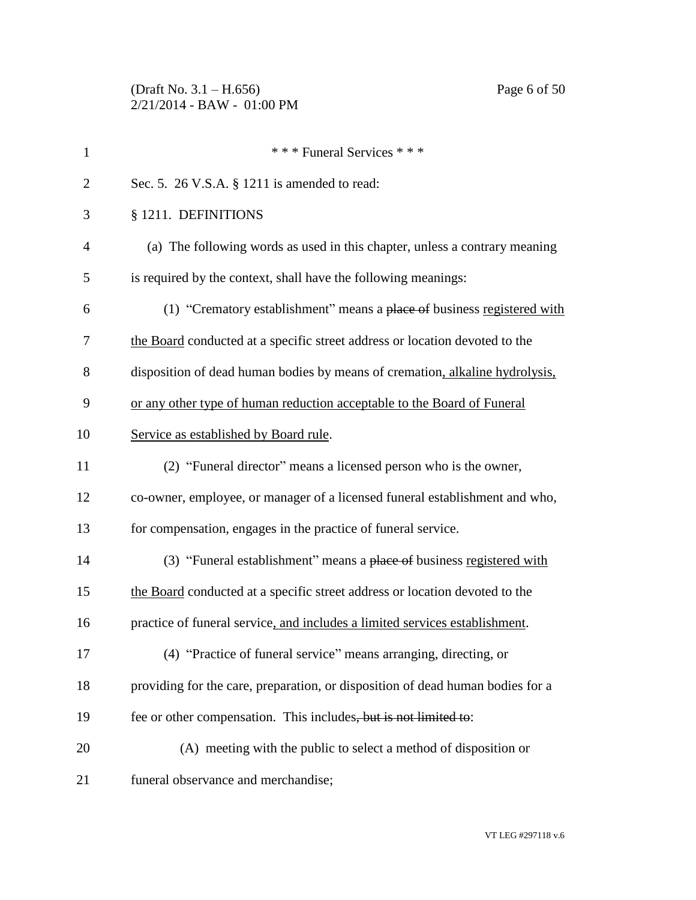\* \* \* Funeral Services \* \* \*

Sec. 5. 26 V.S.A. § 1211 is amended to read:

§ 1211. DEFINITIONS

(a) The following words as used in this chapter, unless a contrary meaning is required by the context, shall have the following meanings:

(1) "Crematory establishment" means a ~~place of~~ business <u>registered with the Board</u> conducted at a specific street address or location devoted to the disposition of dead human bodies by means of cremation<u>, alkaline hydrolysis, or any other type of human reduction acceptable to the Board of Funeral Service as established by Board rule</u>.

(2) "Funeral director" means a licensed person who is the owner, co-owner, employee, or manager of a licensed funeral establishment and who, for compensation, engages in the practice of funeral service.

(3) "Funeral establishment" means a ~~place of~~ business <u>registered with the Board</u> conducted at a specific street address or location devoted to the practice of funeral service<u>, and includes a limited services establishment</u>.

(4) "Practice of funeral service" means arranging, directing, or providing for the care, preparation, or disposition of dead human bodies for a fee or other compensation. This includes~~, but is not limited to~~:

(A) meeting with the public to select a method of disposition or funeral observance and merchandise;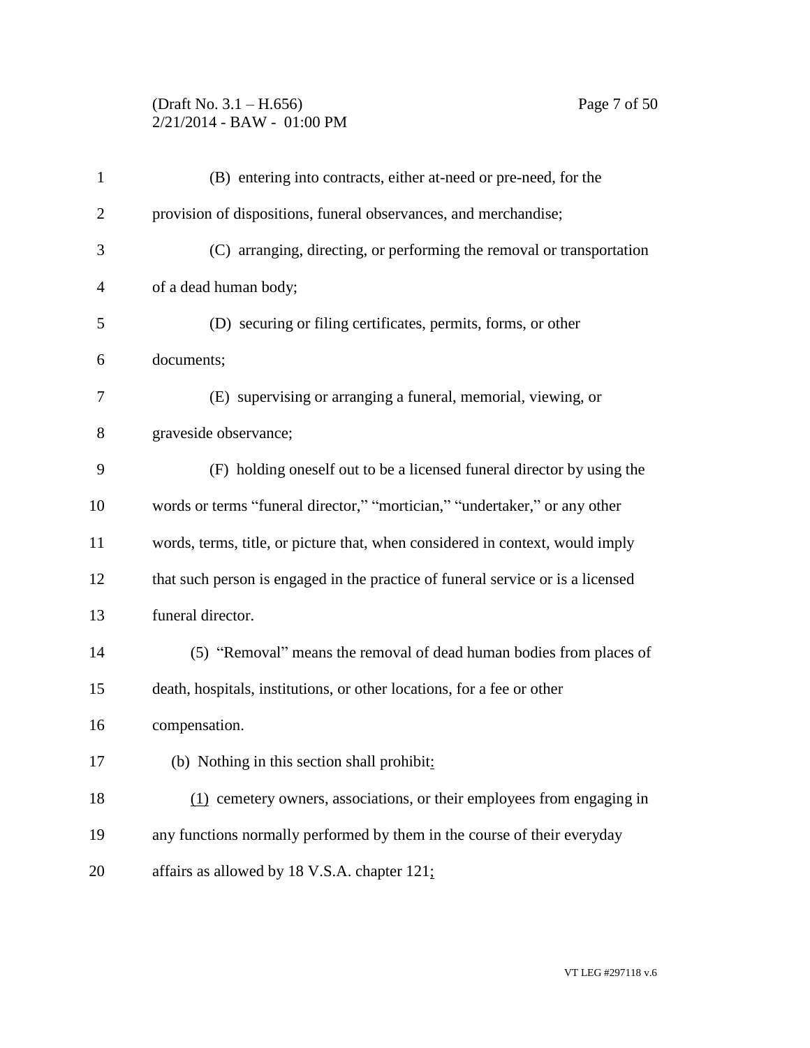(B) entering into contracts, either at-need or pre-need, for the provision of dispositions, funeral observances, and merchandise;

(C) arranging, directing, or performing the removal or transportation of a dead human body;

(D) securing or filing certificates, permits, forms, or other documents;

(E) supervising or arranging a funeral, memorial, viewing, or graveside observance;

(F) holding oneself out to be a licensed funeral director by using the words or terms "funeral director," "mortician," "undertaker," or any other words, terms, title, or picture that, when considered in context, would imply that such person is engaged in the practice of funeral service or is a licensed funeral director.

(5) "Removal" means the removal of dead human bodies from places of death, hospitals, institutions, or other locations, for a fee or other compensation.

(b) Nothing in this section shall prohibit:

(1) cemetery owners, associations, or their employees from engaging in any functions normally performed by them in the course of their everyday affairs as allowed by 18 V.S.A. chapter 121;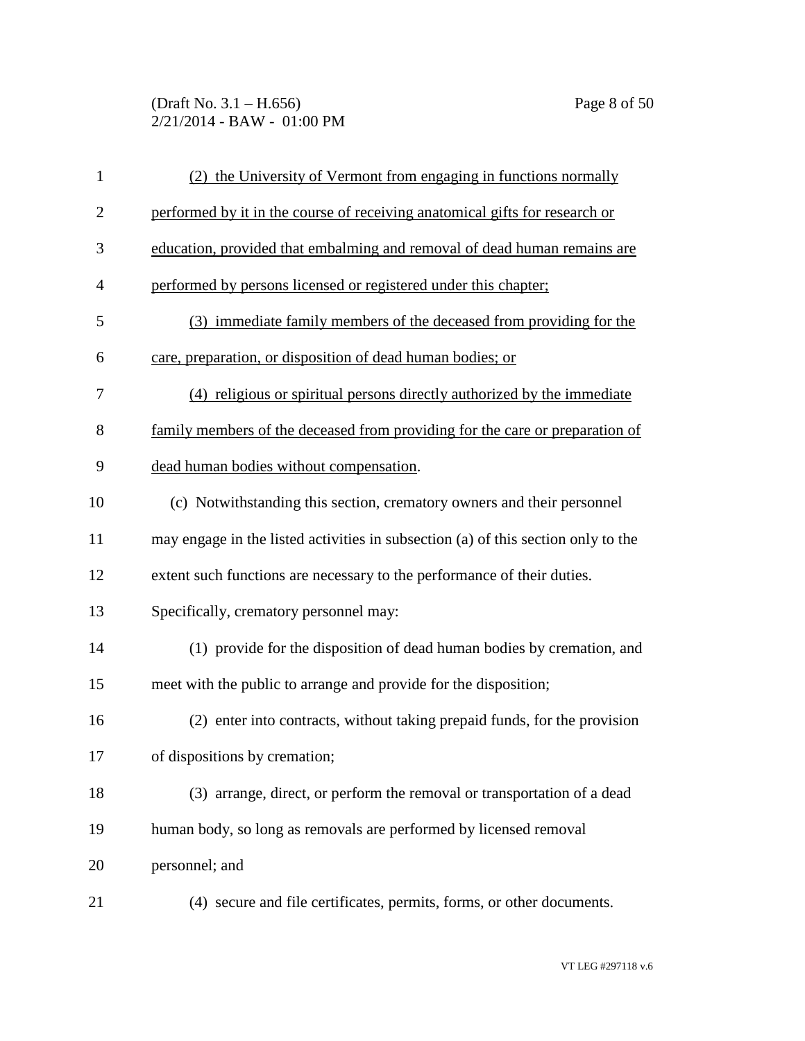(2) the University of Vermont from engaging in functions normally performed by it in the course of receiving anatomical gifts for research or education, provided that embalming and removal of dead human remains are performed by persons licensed or registered under this chapter;

(3) immediate family members of the deceased from providing for the care, preparation, or disposition of dead human bodies; or

(4) religious or spiritual persons directly authorized by the immediate family members of the deceased from providing for the care or preparation of dead human bodies without compensation.

(c) Notwithstanding this section, crematory owners and their personnel may engage in the listed activities in subsection (a) of this section only to the extent such functions are necessary to the performance of their duties. Specifically, crematory personnel may:

(1) provide for the disposition of dead human bodies by cremation, and meet with the public to arrange and provide for the disposition;

(2) enter into contracts, without taking prepaid funds, for the provision of dispositions by cremation;

(3) arrange, direct, or perform the removal or transportation of a dead human body, so long as removals are performed by licensed removal personnel; and

(4) secure and file certificates, permits, forms, or other documents.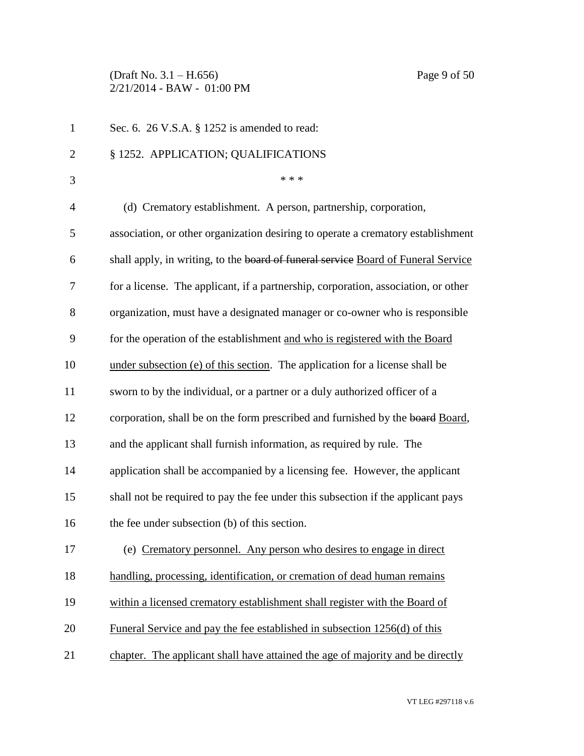Sec. 6. 26 V.S.A. § 1252 is amended to read:

§ 1252. APPLICATION; QUALIFICATIONS

\* \* \*

(d) Crematory establishment. A person, partnership, corporation, association, or other organization desiring to operate a crematory establishment shall apply, in writing, to the ~~board of funeral service~~ <u>Board of Funeral Service</u> for a license. The applicant, if a partnership, corporation, association, or other organization, must have a designated manager or co-owner who is responsible for the operation of the establishment <u>and who is registered with the Board under subsection (e) of this section</u>. The application for a license shall be sworn to by the individual, or a partner or a duly authorized officer of a corporation, shall be on the form prescribed and furnished by the ~~board~~ <u>Board</u>, and the applicant shall furnish information, as required by rule. The application shall be accompanied by a licensing fee. However, the applicant shall not be required to pay the fee under this subsection if the applicant pays the fee under subsection (b) of this section.

(e) <u>Crematory personnel. Any person who desires to engage in direct handling, processing, identification, or cremation of dead human remains within a licensed crematory establishment shall register with the Board of Funeral Service and pay the fee established in subsection 1256(d) of this chapter. The applicant shall have attained the age of majority and be directly</u>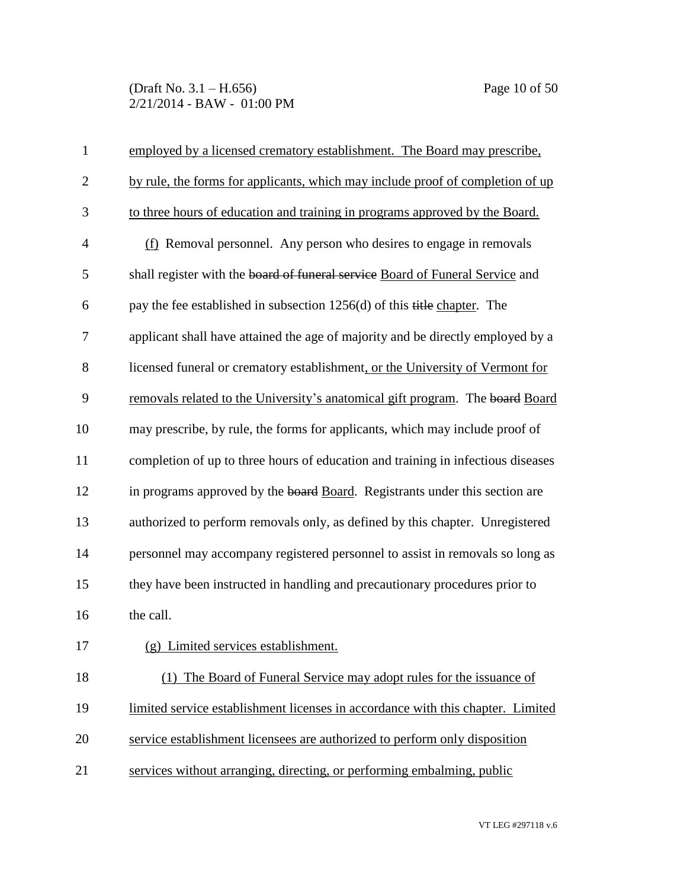employed by a licensed crematory establishment. The Board may prescribe, by rule, the forms for applicants, which may include proof of completion of up to three hours of education and training in programs approved by the Board.

(f) Removal personnel. Any person who desires to engage in removals shall register with the ~~board of funeral service~~ Board of Funeral Service and pay the fee established in subsection 1256(d) of this ~~title~~ chapter. The applicant shall have attained the age of majority and be directly employed by a licensed funeral or crematory establishment, or the University of Vermont for removals related to the University's anatomical gift program. The ~~board~~ Board may prescribe, by rule, the forms for applicants, which may include proof of completion of up to three hours of education and training in infectious diseases in programs approved by the ~~board~~ Board. Registrants under this section are authorized to perform removals only, as defined by this chapter. Unregistered personnel may accompany registered personnel to assist in removals so long as they have been instructed in handling and precautionary procedures prior to the call.

(g) Limited services establishment.

(1) The Board of Funeral Service may adopt rules for the issuance of limited service establishment licenses in accordance with this chapter. Limited service establishment licensees are authorized to perform only disposition services without arranging, directing, or performing embalming, public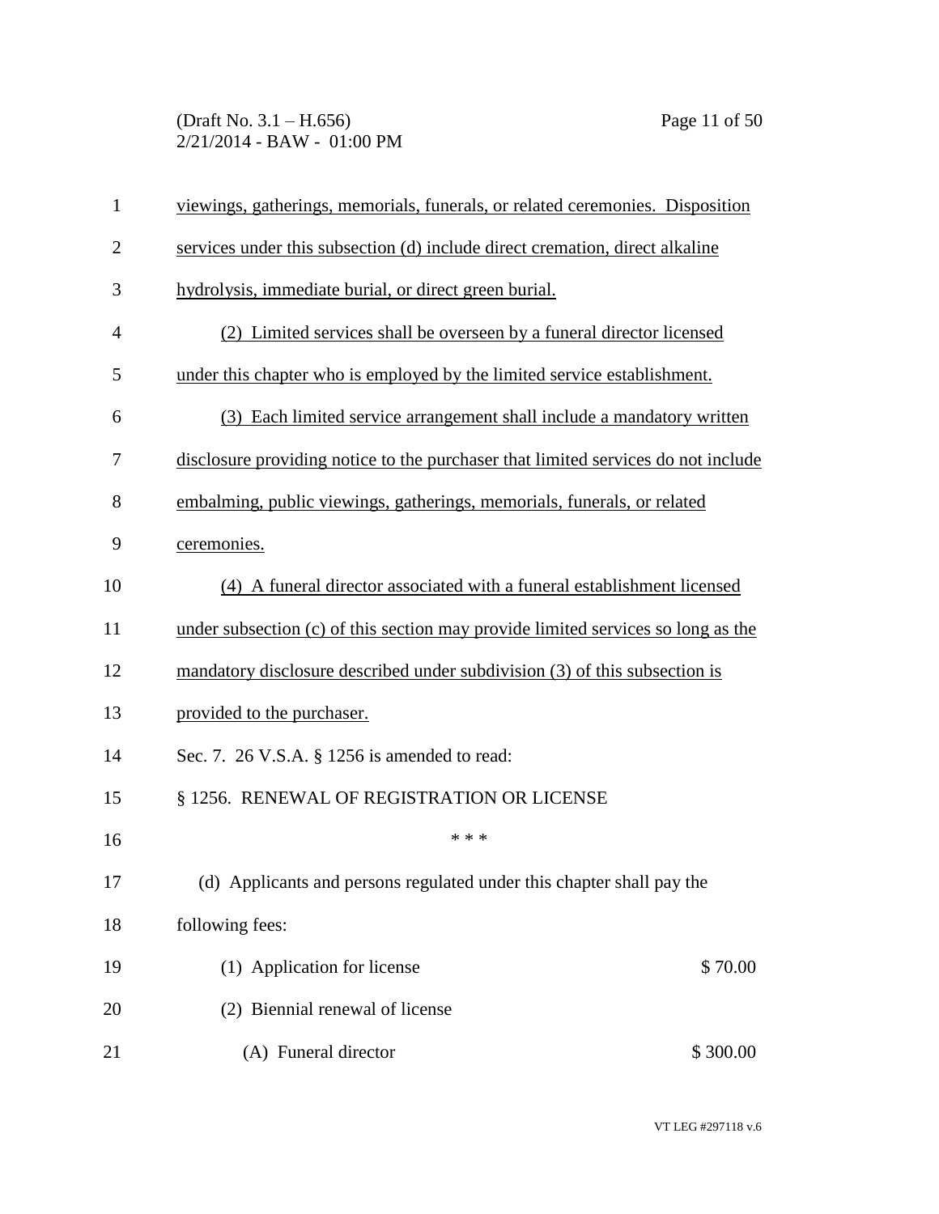viewings, gatherings, memorials, funerals, or related ceremonies. Disposition services under this subsection (d) include direct cremation, direct alkaline hydrolysis, immediate burial, or direct green burial.

(2) Limited services shall be overseen by a funeral director licensed under this chapter who is employed by the limited service establishment.

(3) Each limited service arrangement shall include a mandatory written disclosure providing notice to the purchaser that limited services do not include embalming, public viewings, gatherings, memorials, funerals, or related ceremonies.

(4) A funeral director associated with a funeral establishment licensed under subsection (c) of this section may provide limited services so long as the mandatory disclosure described under subdivision (3) of this subsection is provided to the purchaser.

Sec. 7. 26 V.S.A. § 1256 is amended to read:

§ 1256. RENEWAL OF REGISTRATION OR LICENSE

\* \* \*

(d) Applicants and persons regulated under this chapter shall pay the following fees:

(1) Application for license $70.00

(2) Biennial renewal of license

(A) Funeral director $300.00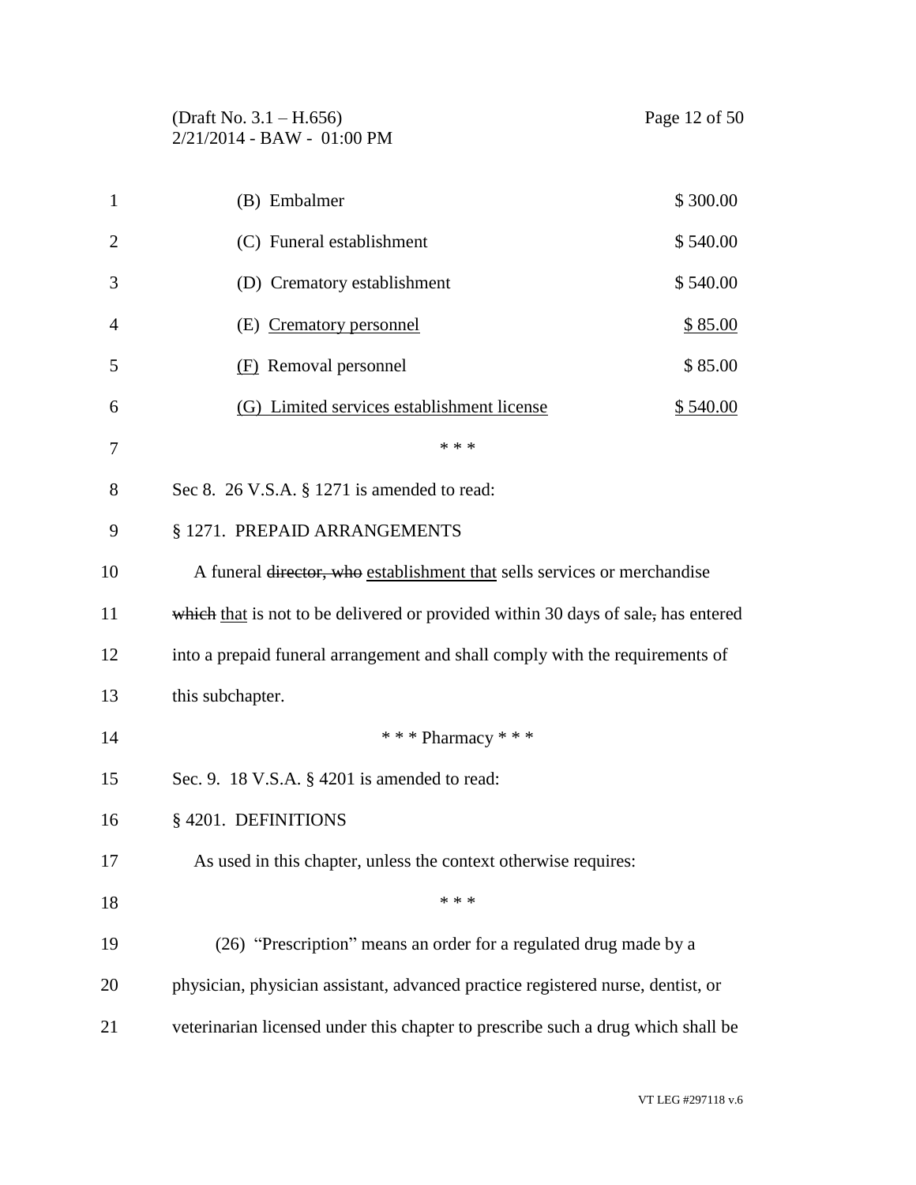(B) Embalmer $300.00

(C) Funeral establishment $540.00

(D) Crematory establishment $540.00

(E) <u>Crematory personnel</u> <u>$85.00</u>

<u>(F)</u> Removal personnel $85.00

<u>(G) Limited services establishment license</u> <u>$540.00</u>

\* \* \*

Sec 8. 26 V.S.A. § 1271 is amended to read:

§ 1271. PREPAID ARRANGEMENTS

A funeral ~~director, who~~ <u>establishment that</u> sells services or merchandise ~~which~~ <u>that</u> is not to be delivered or provided within 30 days of sale~~,~~ has entered into a prepaid funeral arrangement and shall comply with the requirements of this subchapter.

\* \* \* Pharmacy \* \* \*

Sec. 9. 18 V.S.A. § 4201 is amended to read:

§ 4201. DEFINITIONS

As used in this chapter, unless the context otherwise requires:

\* \* \*

(26) "Prescription" means an order for a regulated drug made by a physician, physician assistant, advanced practice registered nurse, dentist, or veterinarian licensed under this chapter to prescribe such a drug which shall be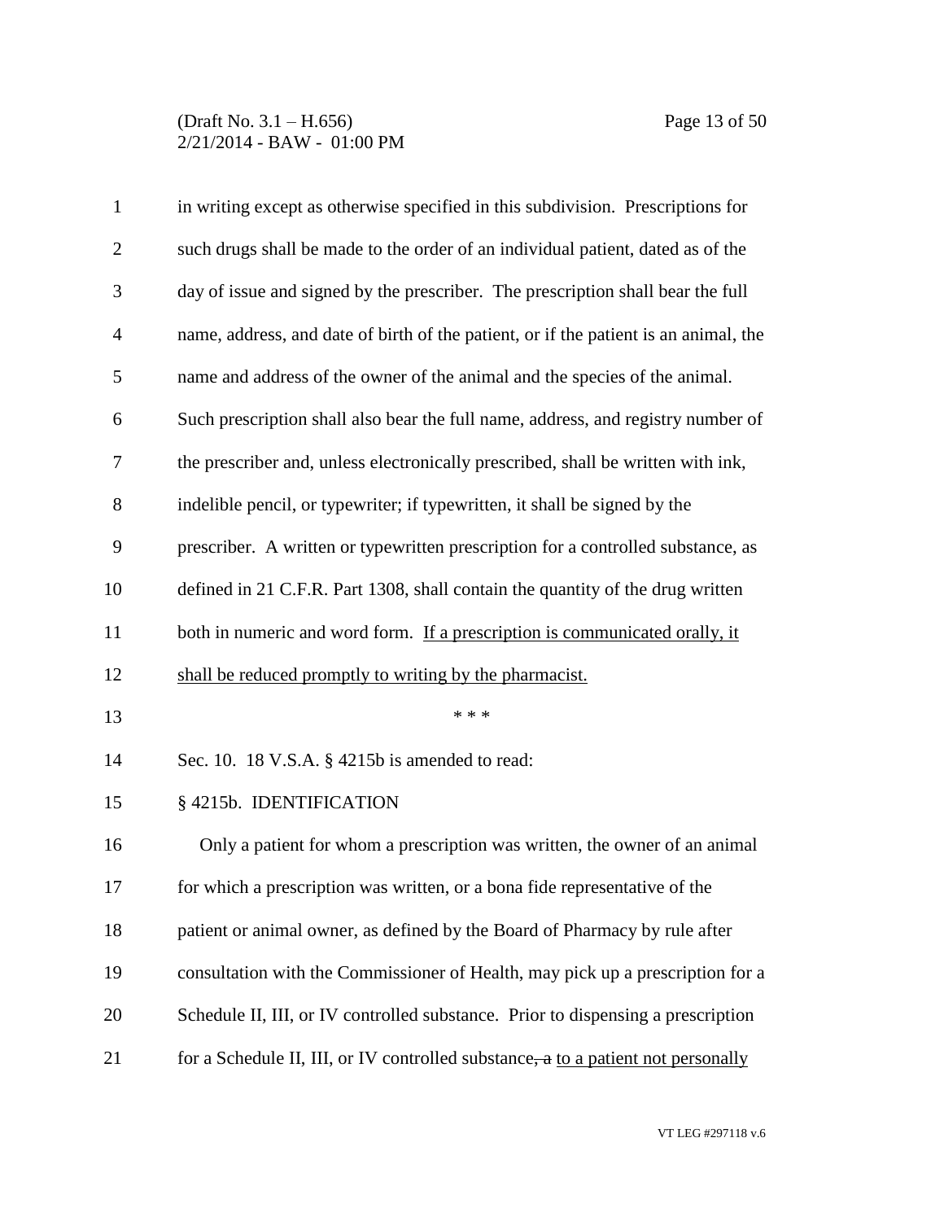in writing except as otherwise specified in this subdivision. Prescriptions for such drugs shall be made to the order of an individual patient, dated as of the day of issue and signed by the prescriber. The prescription shall bear the full name, address, and date of birth of the patient, or if the patient is an animal, the name and address of the owner of the animal and the species of the animal. Such prescription shall also bear the full name, address, and registry number of the prescriber and, unless electronically prescribed, shall be written with ink, indelible pencil, or typewriter; if typewritten, it shall be signed by the prescriber. A written or typewritten prescription for a controlled substance, as defined in 21 C.F.R. Part 1308, shall contain the quantity of the drug written both in numeric and word form. <u>If a prescription is communicated orally, it shall be reduced promptly to writing by the pharmacist.</u>

\* \* \*

Sec. 10. 18 V.S.A. § 4215b is amended to read:

§ 4215b. IDENTIFICATION

Only a patient for whom a prescription was written, the owner of an animal for which a prescription was written, or a bona fide representative of the patient or animal owner, as defined by the Board of Pharmacy by rule after consultation with the Commissioner of Health, may pick up a prescription for a Schedule II, III, or IV controlled substance. Prior to dispensing a prescription for a Schedule II, III, or IV controlled substance~~, a~~ <u>to a patient not personally</u>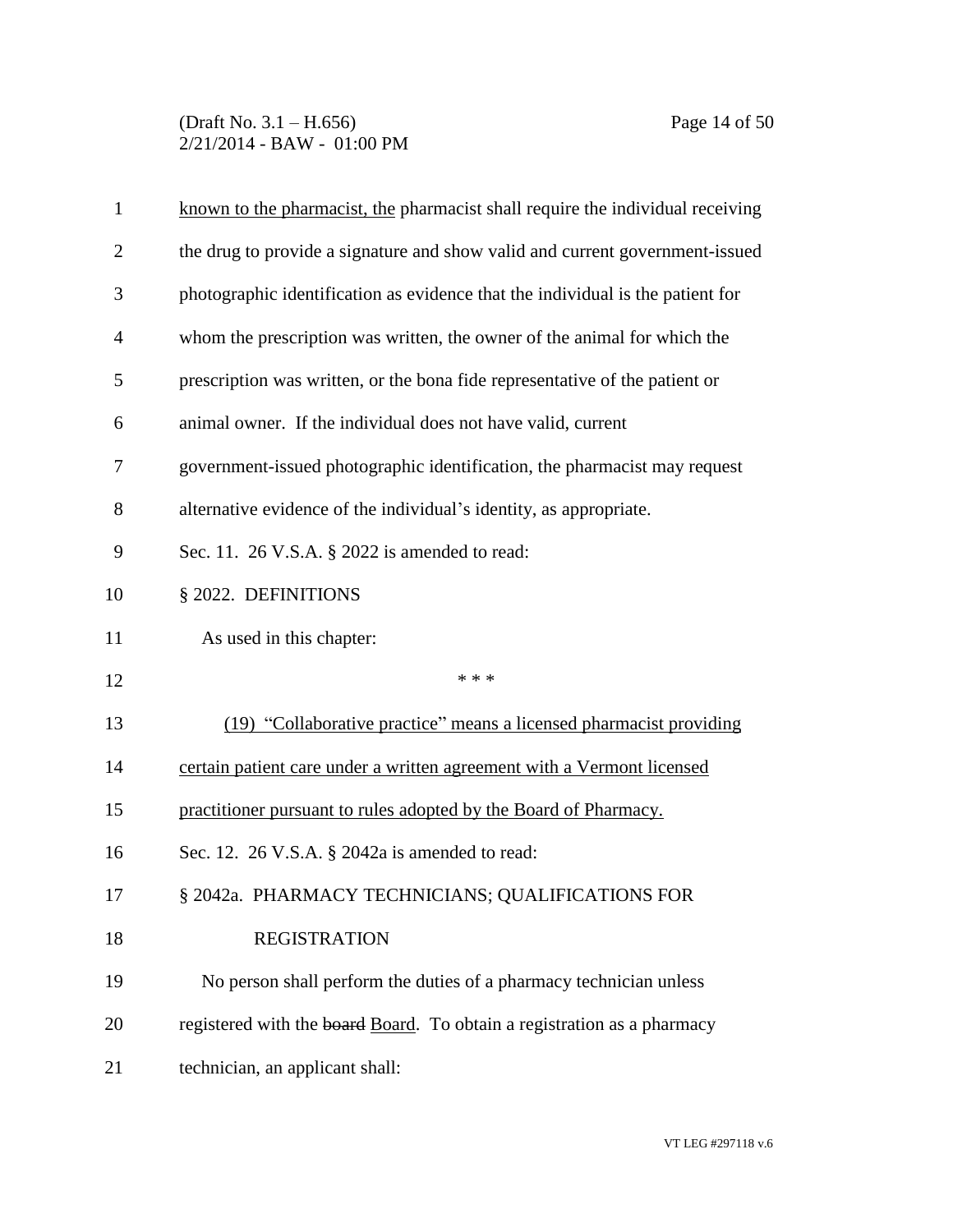known to the pharmacist, the pharmacist shall require the individual receiving the drug to provide a signature and show valid and current government-issued photographic identification as evidence that the individual is the patient for whom the prescription was written, the owner of the animal for which the prescription was written, or the bona fide representative of the patient or animal owner. If the individual does not have valid, current government-issued photographic identification, the pharmacist may request alternative evidence of the individual's identity, as appropriate.

Sec. 11. 26 V.S.A. § 2022 is amended to read:

§ 2022. DEFINITIONS

As used in this chapter:

\* \* \*

(19) "Collaborative practice" means a licensed pharmacist providing certain patient care under a written agreement with a Vermont licensed practitioner pursuant to rules adopted by the Board of Pharmacy.

Sec. 12. 26 V.S.A. § 2042a is amended to read:

§ 2042a. PHARMACY TECHNICIANS; QUALIFICATIONS FOR REGISTRATION

No person shall perform the duties of a pharmacy technician unless registered with the ~~board~~ Board. To obtain a registration as a pharmacy technician, an applicant shall: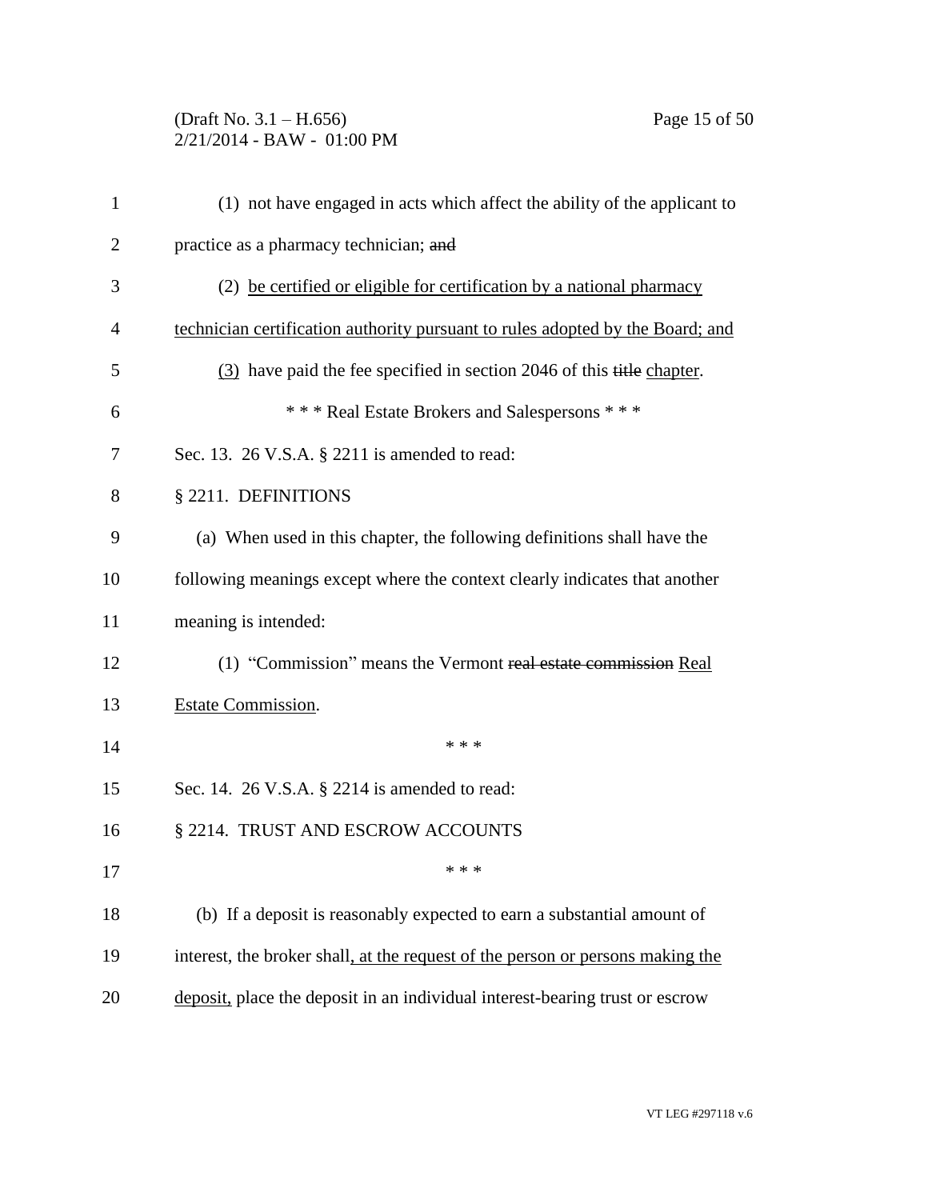(1) not have engaged in acts which affect the ability of the applicant to practice as a pharmacy technician; ~~and~~

(2) <u>be certified or eligible for certification by a national pharmacy technician certification authority pursuant to rules adopted by the Board; and</u>

<u>(3)</u> have paid the fee specified in section 2046 of this ~~title~~ <u>chapter</u>.

\* \* \* Real Estate Brokers and Salespersons \* \* \*

Sec. 13. 26 V.S.A. § 2211 is amended to read:

§ 2211. DEFINITIONS

(a) When used in this chapter, the following definitions shall have the following meanings except where the context clearly indicates that another meaning is intended:

(1) "Commission" means the Vermont ~~real estate commission~~ <u>Real Estate Commission</u>.

\* \* \*

Sec. 14. 26 V.S.A. § 2214 is amended to read:

§ 2214. TRUST AND ESCROW ACCOUNTS

\* \* \*

(b) If a deposit is reasonably expected to earn a substantial amount of interest, the broker shall<u>, at the request of the person or persons making the deposit,</u> place the deposit in an individual interest-bearing trust or escrow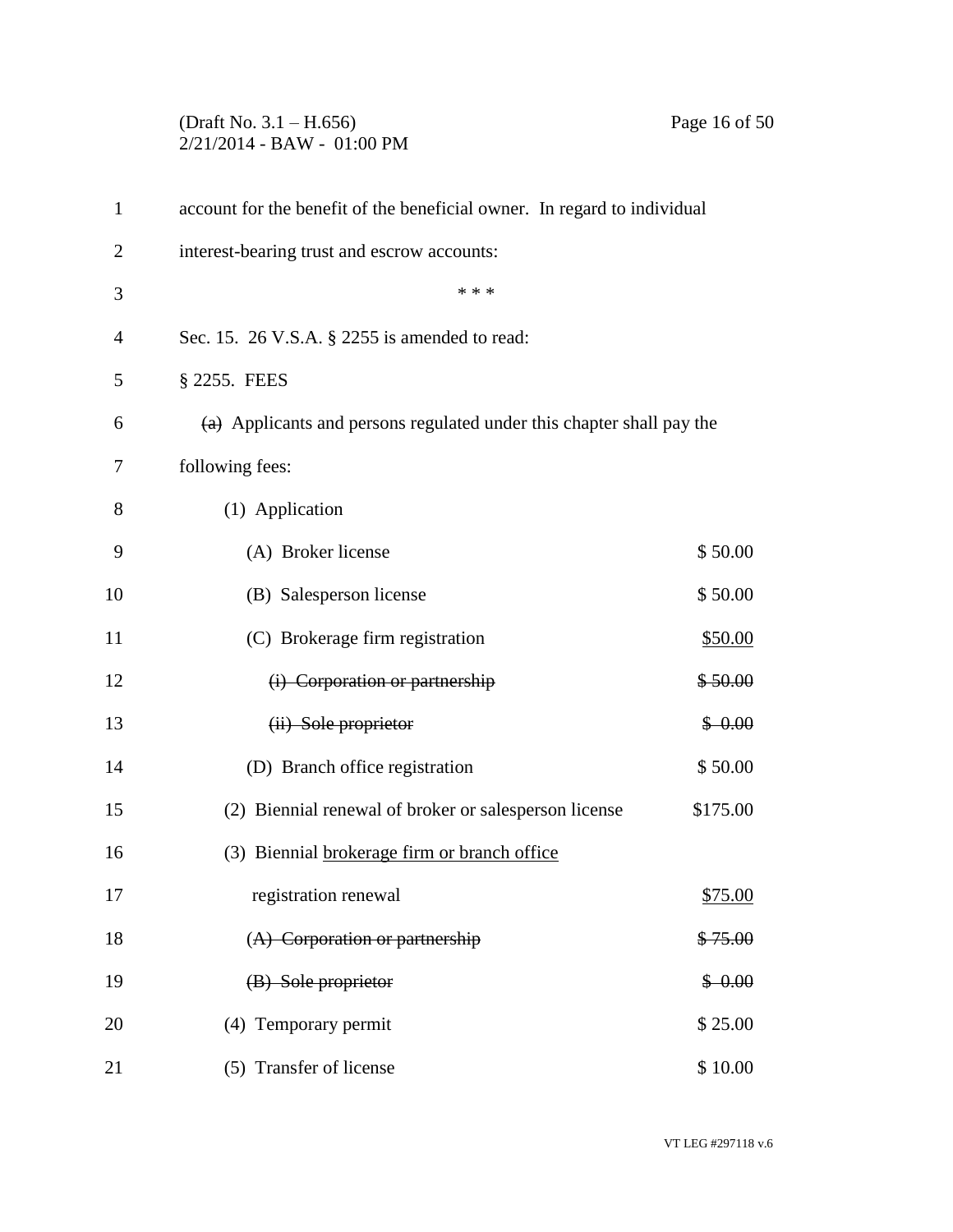account for the benefit of the beneficial owner. In regard to individual interest-bearing trust and escrow accounts:

\* \* \*

Sec. 15. 26 V.S.A. § 2255 is amended to read:

§ 2255. FEES

~~(a)~~ Applicants and persons regulated under this chapter shall pay the following fees:

| | |
|---|---|
| (1) Application | |
| (A) Broker license | $ 50.00 |
| (B) Salesperson license | $ 50.00 |
| (C) Brokerage firm registration | <u>$50.00</u> |
| ~~(i) Corporation or partnership~~ | ~~$ 50.00~~ |
| ~~(ii) Sole proprietor~~ | ~~$ 0.00~~ |
| (D) Branch office registration | $ 50.00 |
| (2) Biennial renewal of broker or salesperson license | $175.00 |
| (3) Biennial <u>brokerage firm or branch office</u> registration renewal | <u>$75.00</u> |
| ~~(A) Corporation or partnership~~ | ~~$ 75.00~~ |
| ~~(B) Sole proprietor~~ | ~~$ 0.00~~ |
| (4) Temporary permit | $ 25.00 |
| (5) Transfer of license | $ 10.00 |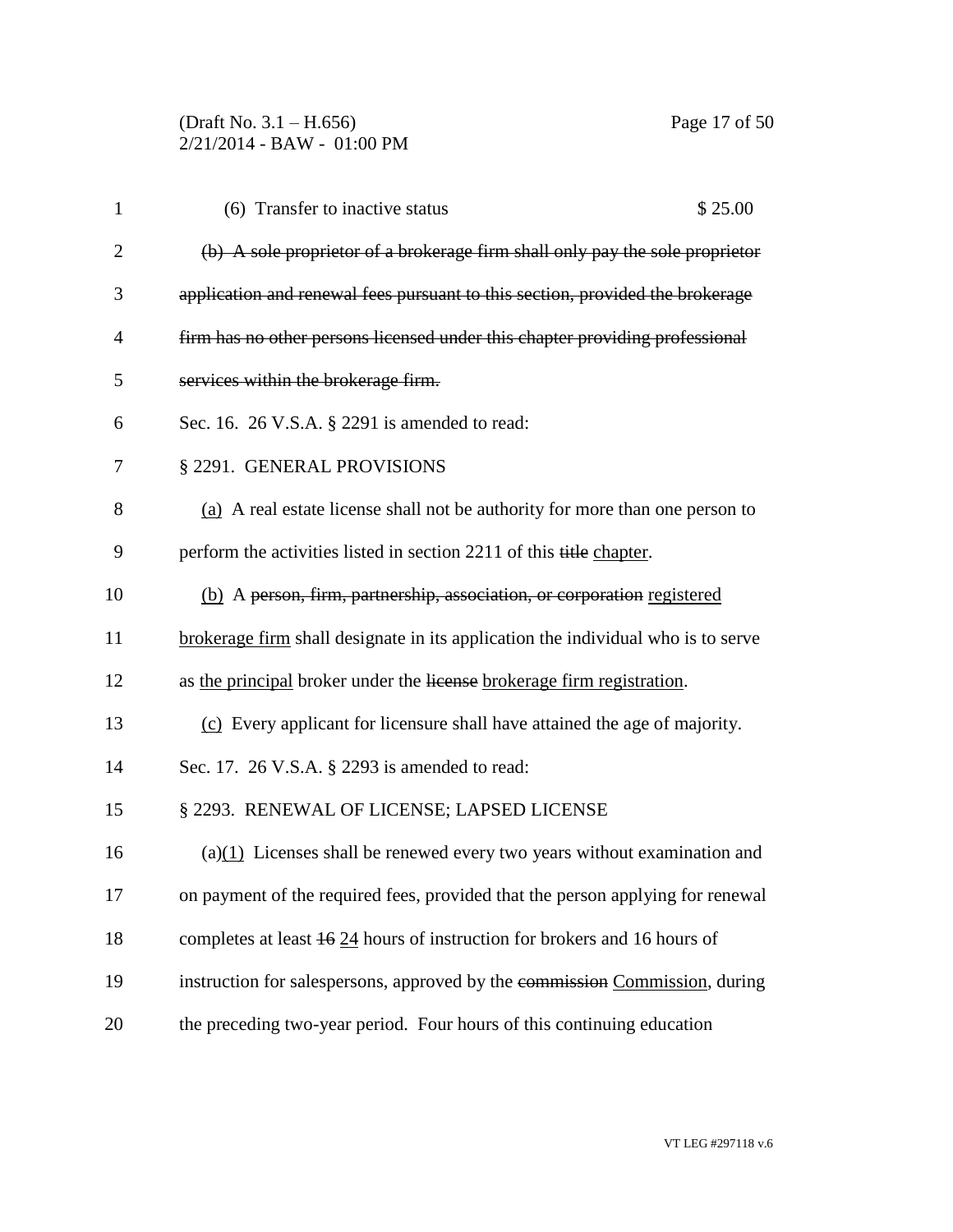(6) Transfer to inactive status $ 25.00

~~(b) A sole proprietor of a brokerage firm shall only pay the sole proprietor application and renewal fees pursuant to this section, provided the brokerage firm has no other persons licensed under this chapter providing professional services within the brokerage firm.~~

Sec. 16. 26 V.S.A. § 2291 is amended to read:

§ 2291. GENERAL PROVISIONS

<u>(a)</u> A real estate license shall not be authority for more than one person to perform the activities listed in section 2211 of this ~~title~~ <u>chapter</u>.

<u>(b)</u> A ~~person, firm, partnership, association, or corporation~~ <u>registered brokerage firm</u> shall designate in its application the individual who is to serve as <u>the principal</u> broker under the ~~license~~ <u>brokerage firm registration</u>.

<u>(c)</u> Every applicant for licensure shall have attained the age of majority.

Sec. 17. 26 V.S.A. § 2293 is amended to read:

§ 2293. RENEWAL OF LICENSE; LAPSED LICENSE

(a)<u>(1)</u> Licenses shall be renewed every two years without examination and on payment of the required fees, provided that the person applying for renewal completes at least ~~16~~ <u>24</u> hours of instruction for brokers and 16 hours of instruction for salespersons, approved by the ~~commission~~ <u>Commission</u>, during the preceding two-year period. Four hours of this continuing education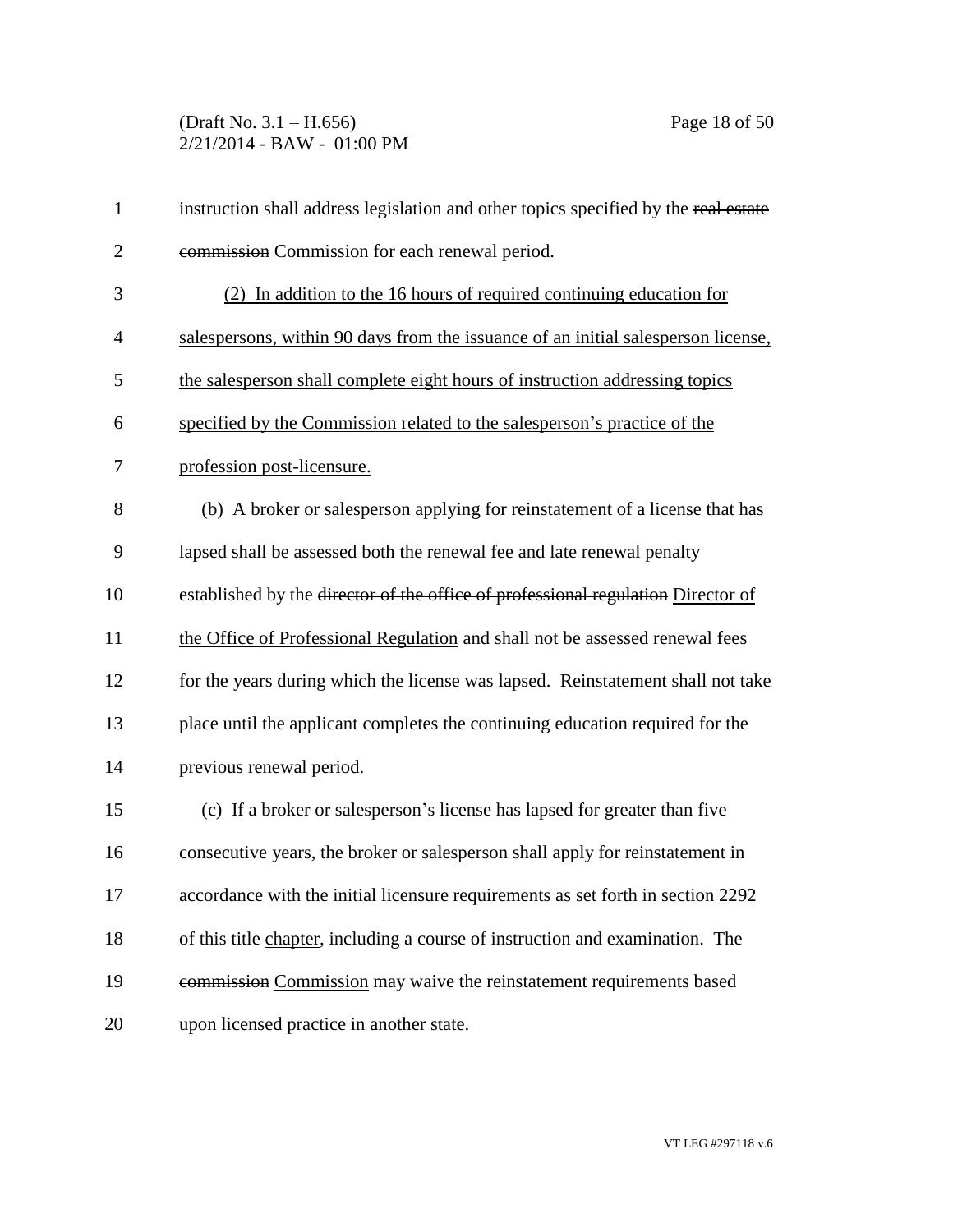instruction shall address legislation and other topics specified by the ~~real estate commission~~ Commission for each renewal period.

(2) In addition to the 16 hours of required continuing education for salespersons, within 90 days from the issuance of an initial salesperson license, the salesperson shall complete eight hours of instruction addressing topics specified by the Commission related to the salesperson's practice of the profession post-licensure.

(b) A broker or salesperson applying for reinstatement of a license that has lapsed shall be assessed both the renewal fee and late renewal penalty established by the ~~director of the office of professional regulation~~ Director of the Office of Professional Regulation and shall not be assessed renewal fees for the years during which the license was lapsed. Reinstatement shall not take place until the applicant completes the continuing education required for the previous renewal period.

(c) If a broker or salesperson's license has lapsed for greater than five consecutive years, the broker or salesperson shall apply for reinstatement in accordance with the initial licensure requirements as set forth in section 2292 of this ~~title~~ chapter, including a course of instruction and examination. The ~~commission~~ Commission may waive the reinstatement requirements based upon licensed practice in another state.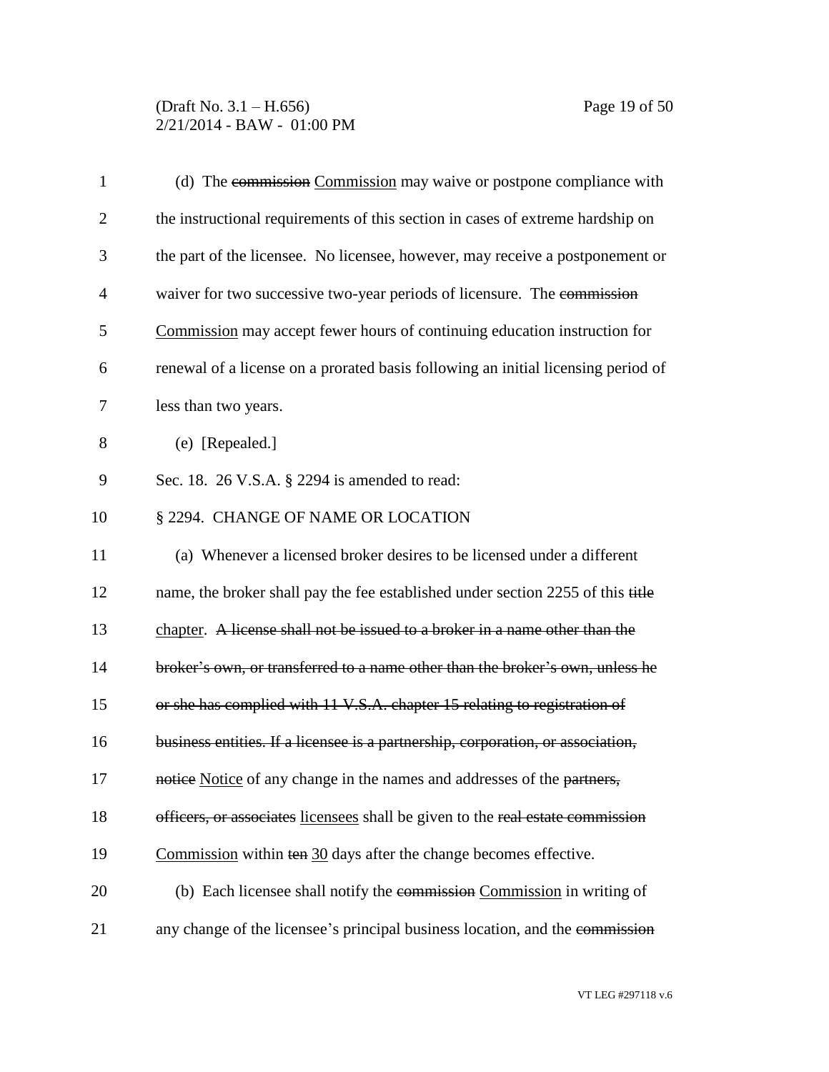(d) The ~~commission~~ Commission may waive or postpone compliance with the instructional requirements of this section in cases of extreme hardship on the part of the licensee. No licensee, however, may receive a postponement or waiver for two successive two-year periods of licensure. The ~~commission~~ Commission may accept fewer hours of continuing education instruction for renewal of a license on a prorated basis following an initial licensing period of less than two years.

(e) [Repealed.]

Sec. 18. 26 V.S.A. § 2294 is amended to read:

§ 2294. CHANGE OF NAME OR LOCATION

(a) Whenever a licensed broker desires to be licensed under a different name, the broker shall pay the fee established under section 2255 of this ~~title~~ chapter. ~~A license shall not be issued to a broker in a name other than the broker's own, or transferred to a name other than the broker's own, unless he or she has complied with 11 V.S.A. chapter 15 relating to registration of business entities. If a licensee is a partnership, corporation, or association, notice~~ Notice of any change in the names and addresses of the ~~partners, officers, or associates~~ licensees shall be given to the ~~real estate commission~~ Commission within ~~ten~~ 30 days after the change becomes effective.

(b) Each licensee shall notify the ~~commission~~ Commission in writing of any change of the licensee's principal business location, and the ~~commission~~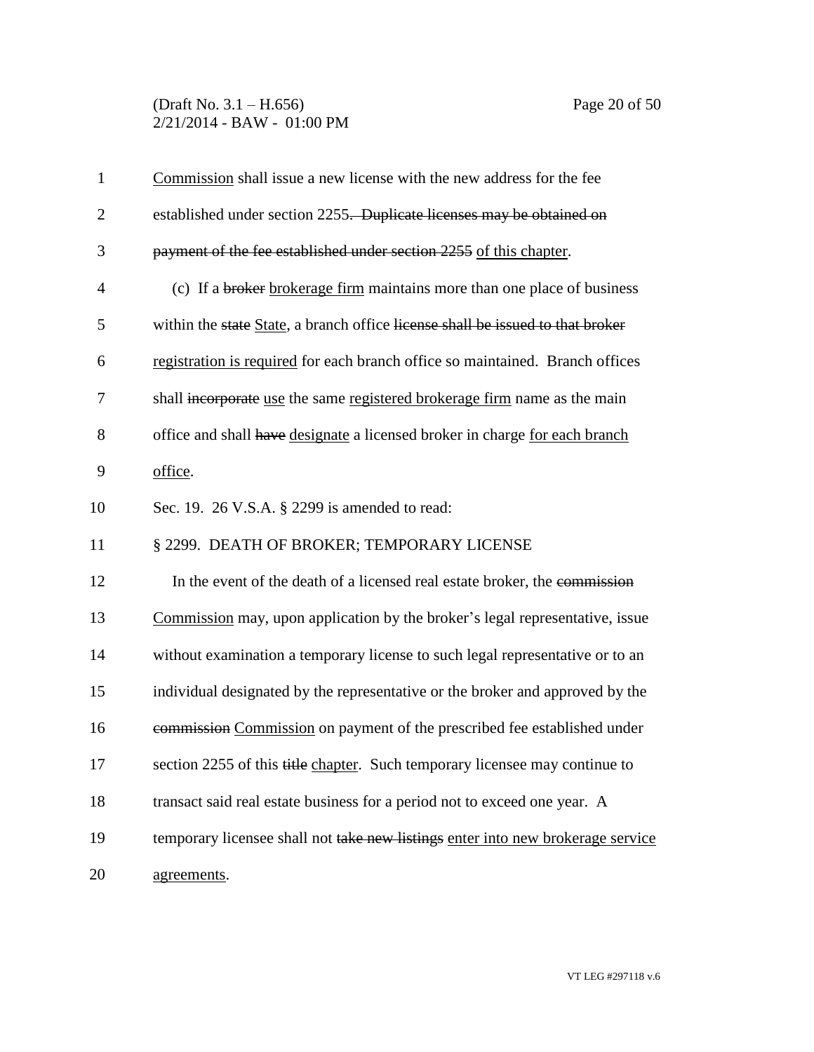Commission shall issue a new license with the new address for the fee established under section 2255. ~~Duplicate licenses may be obtained on payment of the fee established under section 2255~~ of this chapter.

(c) If a ~~broker~~ brokerage firm maintains more than one place of business within the ~~state~~ State, a branch office ~~license shall be issued to that broker~~ registration is required for each branch office so maintained. Branch offices shall ~~incorporate~~ use the same registered brokerage firm name as the main office and shall ~~have~~ designate a licensed broker in charge for each branch office.

Sec. 19. 26 V.S.A. § 2299 is amended to read:

§ 2299. DEATH OF BROKER; TEMPORARY LICENSE

In the event of the death of a licensed real estate broker, the ~~commission~~ Commission may, upon application by the broker's legal representative, issue without examination a temporary license to such legal representative or to an individual designated by the representative or the broker and approved by the ~~commission~~ Commission on payment of the prescribed fee established under section 2255 of this ~~title~~ chapter. Such temporary licensee may continue to transact said real estate business for a period not to exceed one year. A temporary licensee shall not ~~take new listings~~ enter into new brokerage service agreements.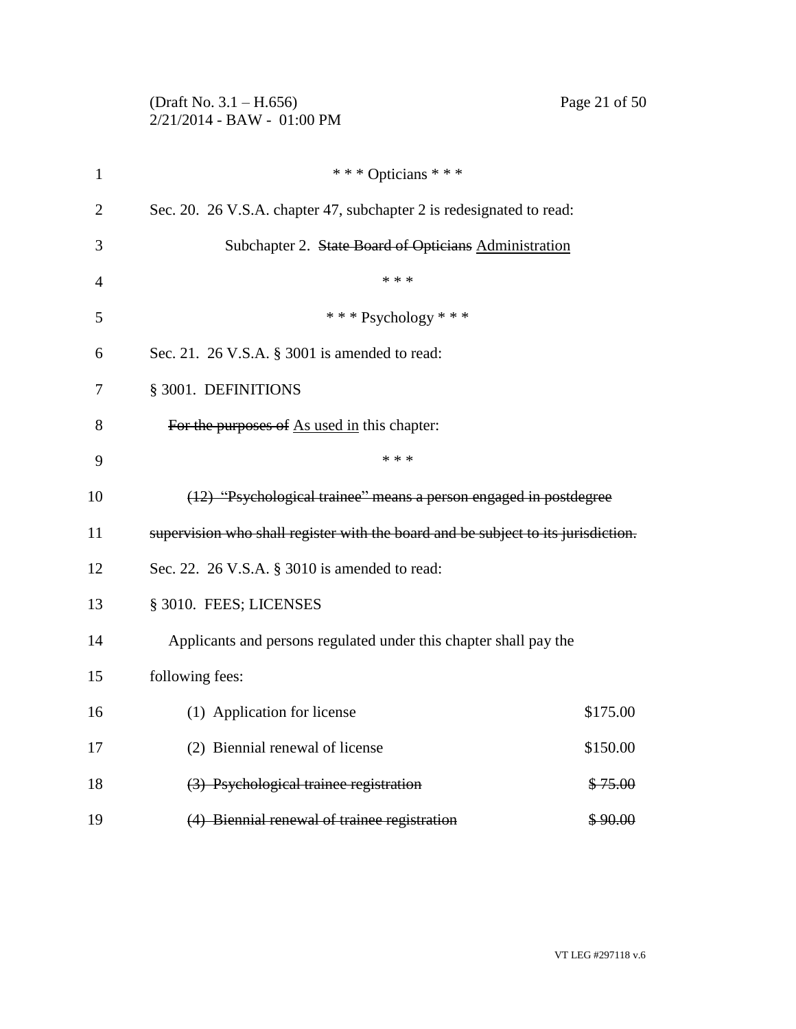\* \* \* Opticians \* \* \*

Sec. 20. 26 V.S.A. chapter 47, subchapter 2 is redesignated to read:

Subchapter 2. ~~State Board of Opticians~~ <u>Administration</u>

\* \* \*

\* \* \* Psychology \* \* \*

Sec. 21. 26 V.S.A. § 3001 is amended to read:

§ 3001. DEFINITIONS

~~For the purposes of~~ <u>As used in</u> this chapter:

\* \* \*

~~(12) "Psychological trainee" means a person engaged in postdegree supervision who shall register with the board and be subject to its jurisdiction.~~

Sec. 22. 26 V.S.A. § 3010 is amended to read:

§ 3010. FEES; LICENSES

Applicants and persons regulated under this chapter shall pay the following fees:

| | |
|---|---|
| (1) Application for license | \$175.00 |
| (2) Biennial renewal of license | \$150.00 |
| ~~(3) Psychological trainee registration~~ | ~~\$ 75.00~~ |
| ~~(4) Biennial renewal of trainee registration~~ | ~~\$ 90.00~~ |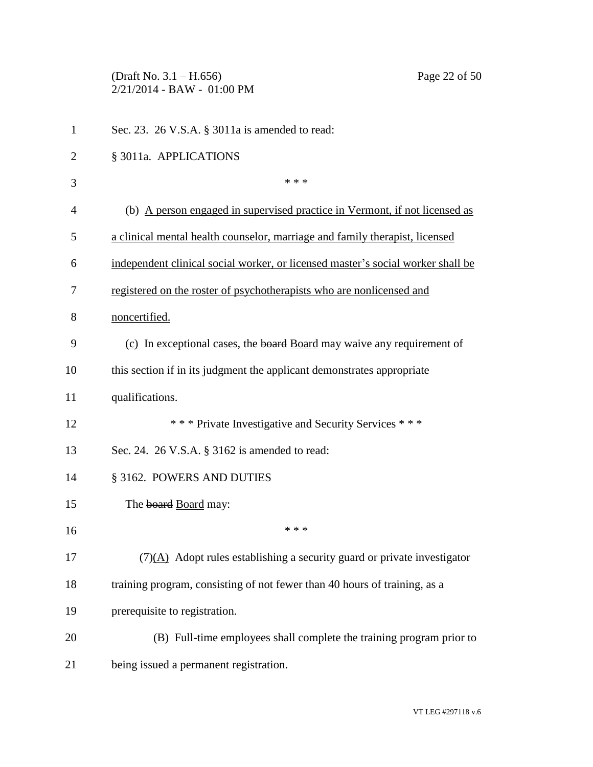Sec. 23. 26 V.S.A. § 3011a is amended to read:

§ 3011a. APPLICATIONS

\* \* \*

(b) A person engaged in supervised practice in Vermont, if not licensed as a clinical mental health counselor, marriage and family therapist, licensed independent clinical social worker, or licensed master's social worker shall be registered on the roster of psychotherapists who are nonlicensed and noncertified.

(c) In exceptional cases, the ~~board~~ Board may waive any requirement of this section if in its judgment the applicant demonstrates appropriate qualifications.

\* \* \* Private Investigative and Security Services \* \* \*

Sec. 24. 26 V.S.A. § 3162 is amended to read:

§ 3162. POWERS AND DUTIES

The ~~board~~ Board may:

\* \* \*

(7)(A) Adopt rules establishing a security guard or private investigator training program, consisting of not fewer than 40 hours of training, as a prerequisite to registration.

(B) Full-time employees shall complete the training program prior to being issued a permanent registration.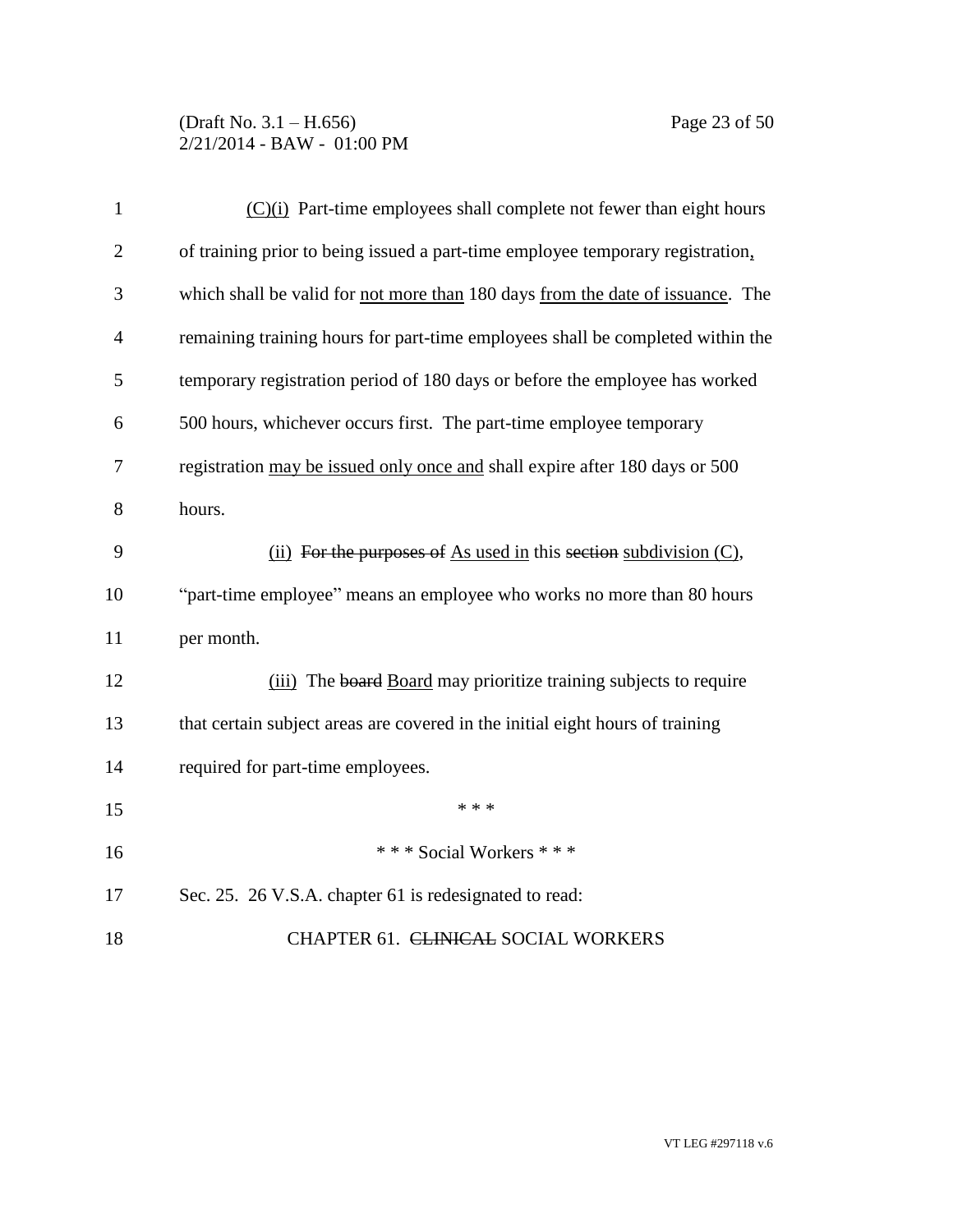(C)(i) Part-time employees shall complete not fewer than eight hours of training prior to being issued a part-time employee temporary registration, which shall be valid for not more than 180 days from the date of issuance. The remaining training hours for part-time employees shall be completed within the temporary registration period of 180 days or before the employee has worked 500 hours, whichever occurs first. The part-time employee temporary registration may be issued only once and shall expire after 180 days or 500 hours.

(ii) ~~For the purposes of~~ As used in this ~~section~~ subdivision (C), "part-time employee" means an employee who works no more than 80 hours per month.

(iii) The ~~board~~ Board may prioritize training subjects to require that certain subject areas are covered in the initial eight hours of training required for part-time employees.

\* \* \*

\* \* \* Social Workers \* \* \*

Sec. 25. 26 V.S.A. chapter 61 is redesignated to read:

CHAPTER 61. ~~CLINICAL~~ SOCIAL WORKERS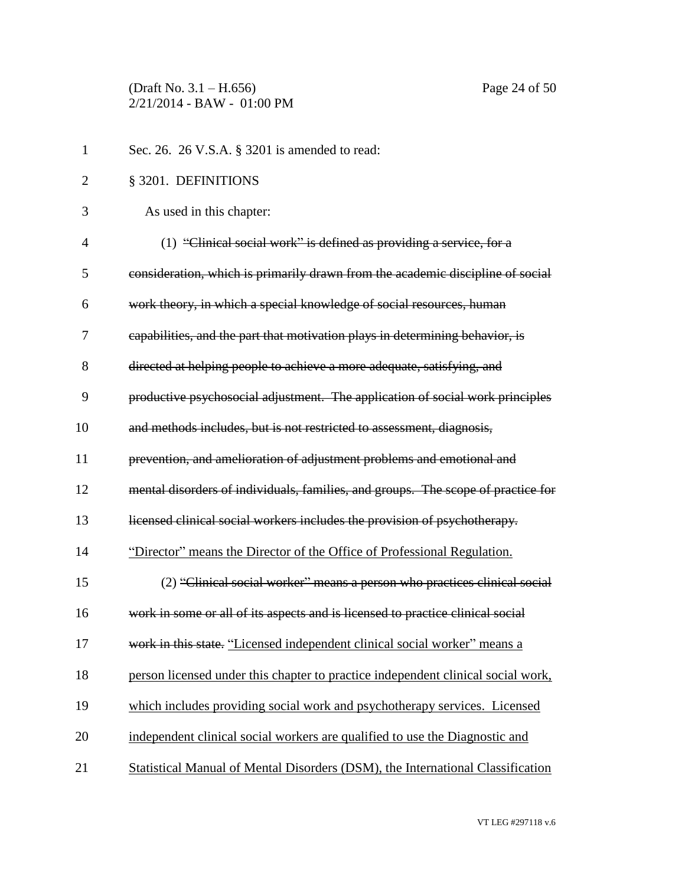Sec. 26. 26 V.S.A. § 3201 is amended to read:

§ 3201. DEFINITIONS

As used in this chapter:

(1) ~~"Clinical social work" is defined as providing a service, for a consideration, which is primarily drawn from the academic discipline of social work theory, in which a special knowledge of social resources, human capabilities, and the part that motivation plays in determining behavior, is directed at helping people to achieve a more adequate, satisfying, and productive psychosocial adjustment. The application of social work principles and methods includes, but is not restricted to assessment, diagnosis, prevention, and amelioration of adjustment problems and emotional and mental disorders of individuals, families, and groups. The scope of practice for licensed clinical social workers includes the provision of psychotherapy.~~ <u>"Director" means the Director of the Office of Professional Regulation.</u>

(2) ~~"Clinical social worker" means a person who practices clinical social work in some or all of its aspects and is licensed to practice clinical social work in this state.~~ <u>"Licensed independent clinical social worker" means a person licensed under this chapter to practice independent clinical social work, which includes providing social work and psychotherapy services. Licensed independent clinical social workers are qualified to use the Diagnostic and Statistical Manual of Mental Disorders (DSM), the International Classification</u>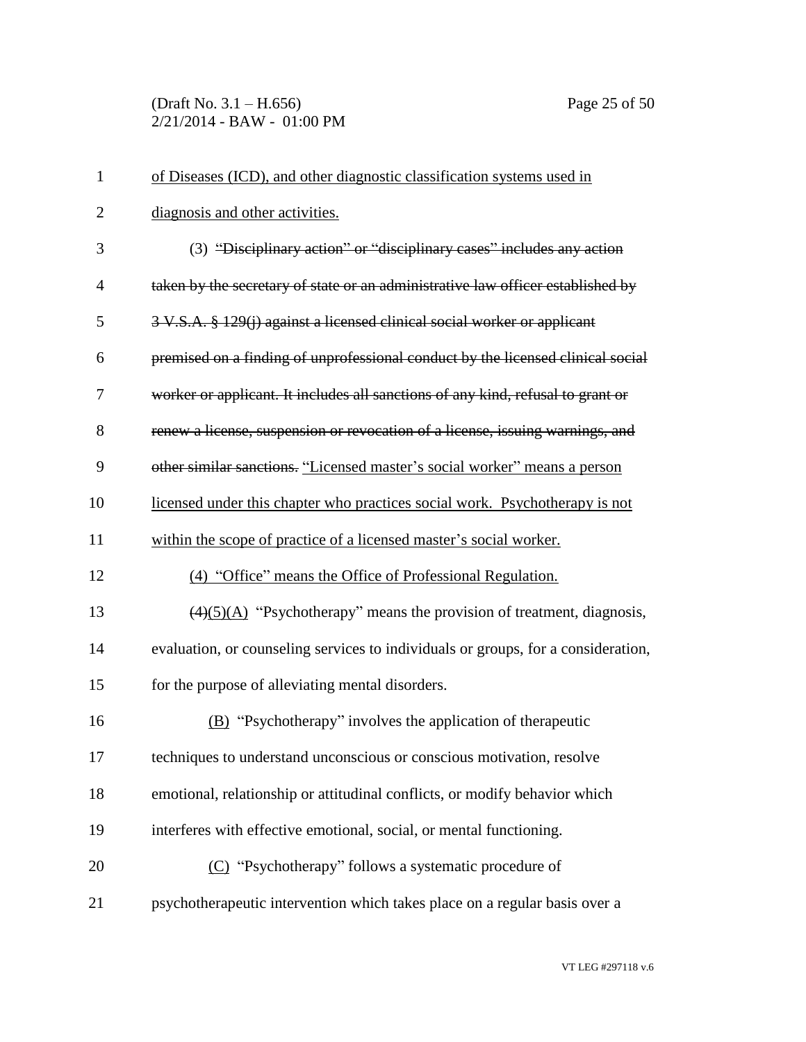of Diseases (ICD), and other diagnostic classification systems used in diagnosis and other activities.

(3) ~~"Disciplinary action" or "disciplinary cases" includes any action taken by the secretary of state or an administrative law officer established by 3 V.S.A. § 129(j) against a licensed clinical social worker or applicant premised on a finding of unprofessional conduct by the licensed clinical social worker or applicant. It includes all sanctions of any kind, refusal to grant or renew a license, suspension or revocation of a license, issuing warnings, and other similar sanctions.~~ "Licensed master's social worker" means a person licensed under this chapter who practices social work. Psychotherapy is not within the scope of practice of a licensed master's social worker.

(4) "Office" means the Office of Professional Regulation.

~~(4)~~(5)(A) "Psychotherapy" means the provision of treatment, diagnosis, evaluation, or counseling services to individuals or groups, for a consideration, for the purpose of alleviating mental disorders.

(B) "Psychotherapy" involves the application of therapeutic techniques to understand unconscious or conscious motivation, resolve emotional, relationship or attitudinal conflicts, or modify behavior which interferes with effective emotional, social, or mental functioning.

(C) "Psychotherapy" follows a systematic procedure of psychotherapeutic intervention which takes place on a regular basis over a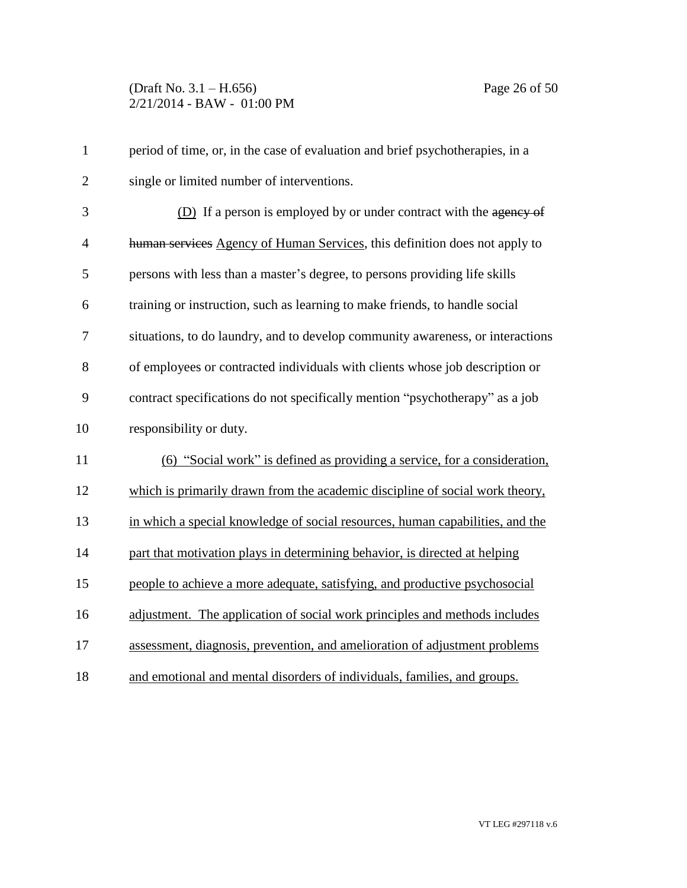period of time, or, in the case of evaluation and brief psychotherapies, in a single or limited number of interventions.

(D) If a person is employed by or under contract with the ~~agency of human services~~ Agency of Human Services, this definition does not apply to persons with less than a master's degree, to persons providing life skills training or instruction, such as learning to make friends, to handle social situations, to do laundry, and to develop community awareness, or interactions of employees or contracted individuals with clients whose job description or contract specifications do not specifically mention "psychotherapy" as a job responsibility or duty.

(6) "Social work" is defined as providing a service, for a consideration, which is primarily drawn from the academic discipline of social work theory, in which a special knowledge of social resources, human capabilities, and the part that motivation plays in determining behavior, is directed at helping people to achieve a more adequate, satisfying, and productive psychosocial adjustment. The application of social work principles and methods includes assessment, diagnosis, prevention, and amelioration of adjustment problems and emotional and mental disorders of individuals, families, and groups.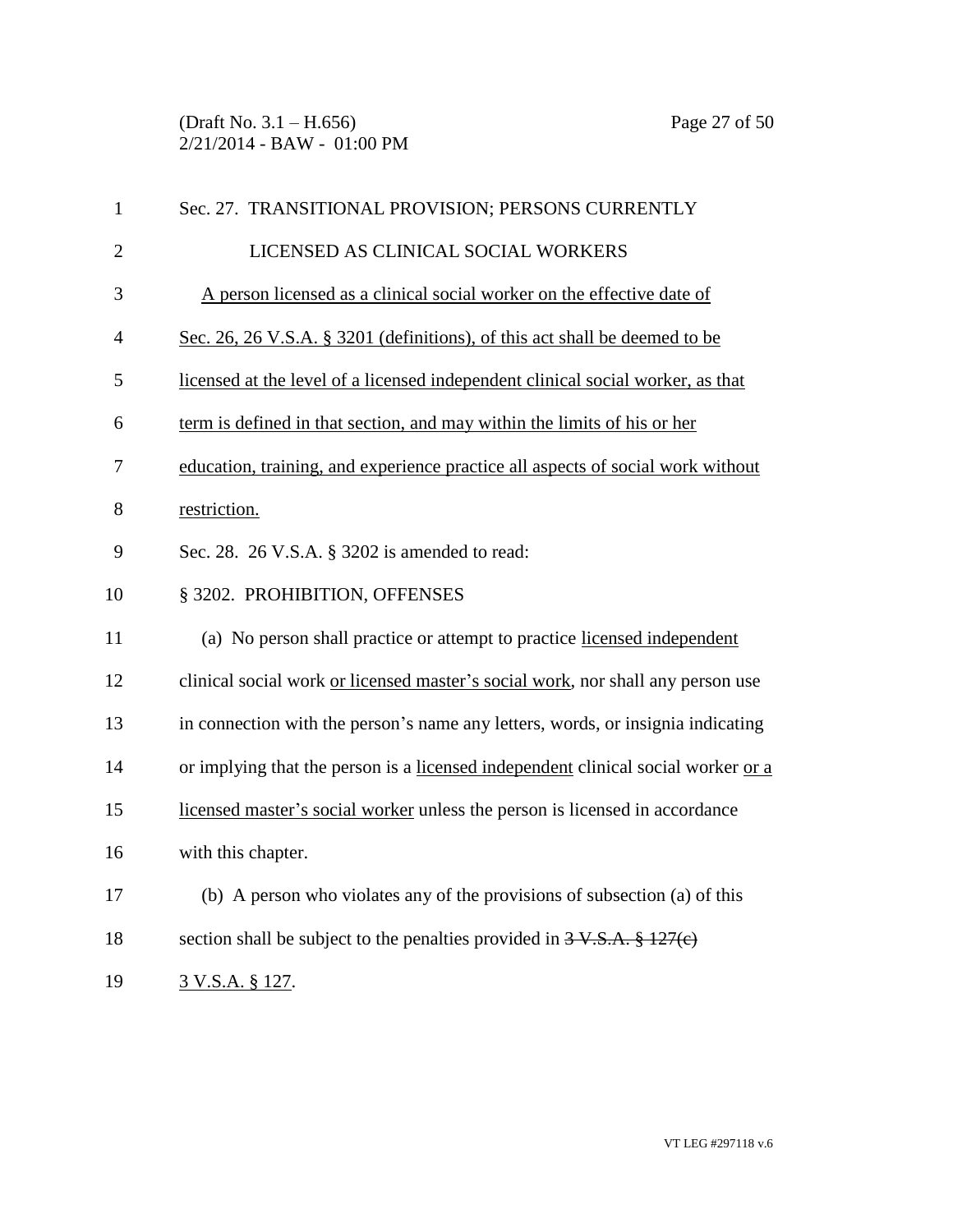Sec. 27. TRANSITIONAL PROVISION; PERSONS CURRENTLY LICENSED AS CLINICAL SOCIAL WORKERS

<u>A person licensed as a clinical social worker on the effective date of Sec. 26, 26 V.S.A. § 3201 (definitions), of this act shall be deemed to be licensed at the level of a licensed independent clinical social worker, as that term is defined in that section, and may within the limits of his or her education, training, and experience practice all aspects of social work without restriction.</u>

Sec. 28. 26 V.S.A. § 3202 is amended to read:

§ 3202. PROHIBITION, OFFENSES

(a) No person shall practice or attempt to practice <u>licensed independent</u> clinical social work <u>or licensed master's social work</u>, nor shall any person use in connection with the person's name any letters, words, or insignia indicating or implying that the person is a <u>licensed independent</u> clinical social worker <u>or a licensed master's social worker</u> unless the person is licensed in accordance with this chapter.

(b) A person who violates any of the provisions of subsection (a) of this section shall be subject to the penalties provided in ~~3 V.S.A. § 127(c)~~ <u>3 V.S.A. § 127</u>.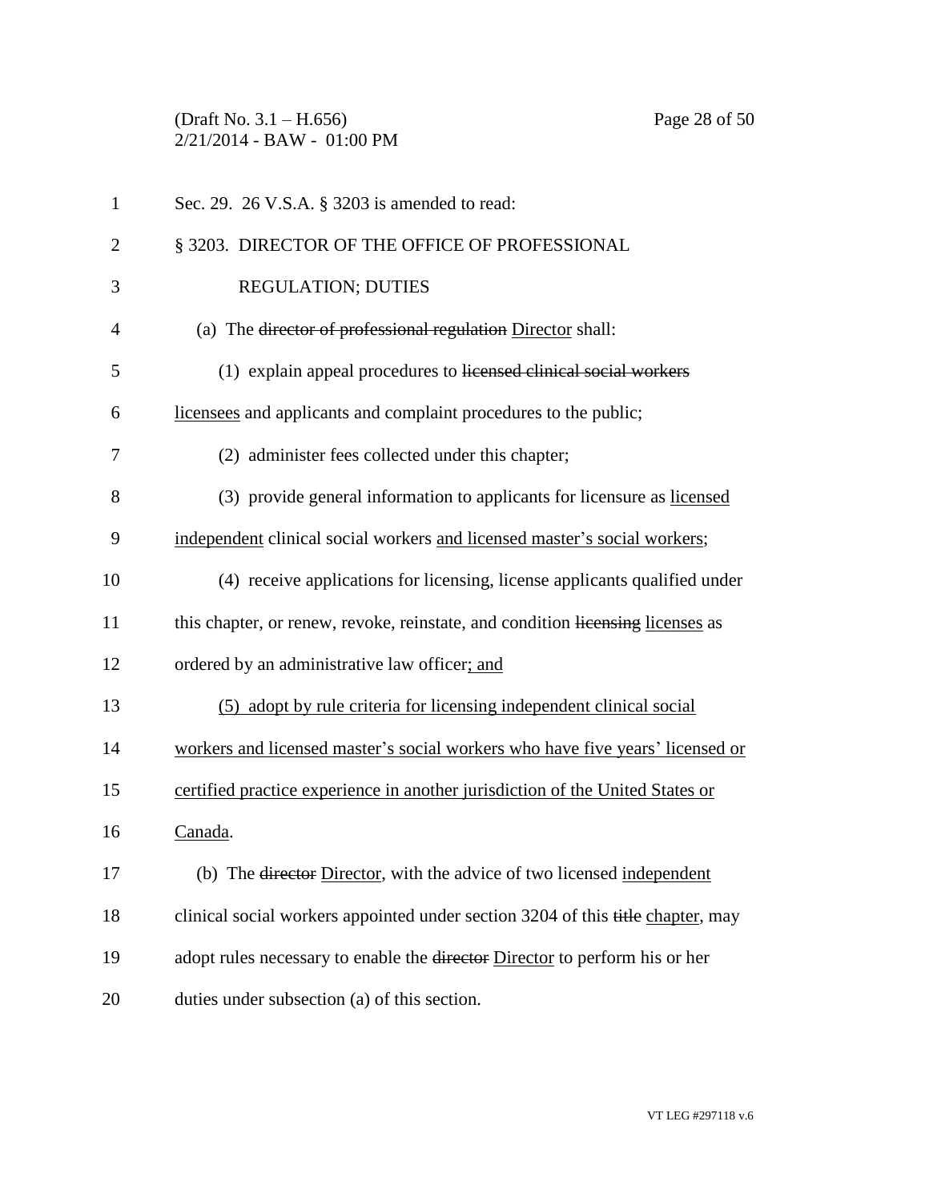Sec. 29. 26 V.S.A. § 3203 is amended to read:

§ 3203. DIRECTOR OF THE OFFICE OF PROFESSIONAL REGULATION; DUTIES

(a) The ~~director of professional regulation~~ Director shall:

(1) explain appeal procedures to ~~licensed clinical social workers~~ licensees and applicants and complaint procedures to the public;

(2) administer fees collected under this chapter;

(3) provide general information to applicants for licensure as licensed independent clinical social workers and licensed master's social workers;

(4) receive applications for licensing, license applicants qualified under this chapter, or renew, revoke, reinstate, and condition ~~licensing~~ licenses as ordered by an administrative law officer; and

(5) adopt by rule criteria for licensing independent clinical social workers and licensed master's social workers who have five years' licensed or certified practice experience in another jurisdiction of the United States or Canada.

(b) The ~~director~~ Director, with the advice of two licensed independent clinical social workers appointed under section 3204 of this ~~title~~ chapter, may adopt rules necessary to enable the ~~director~~ Director to perform his or her duties under subsection (a) of this section.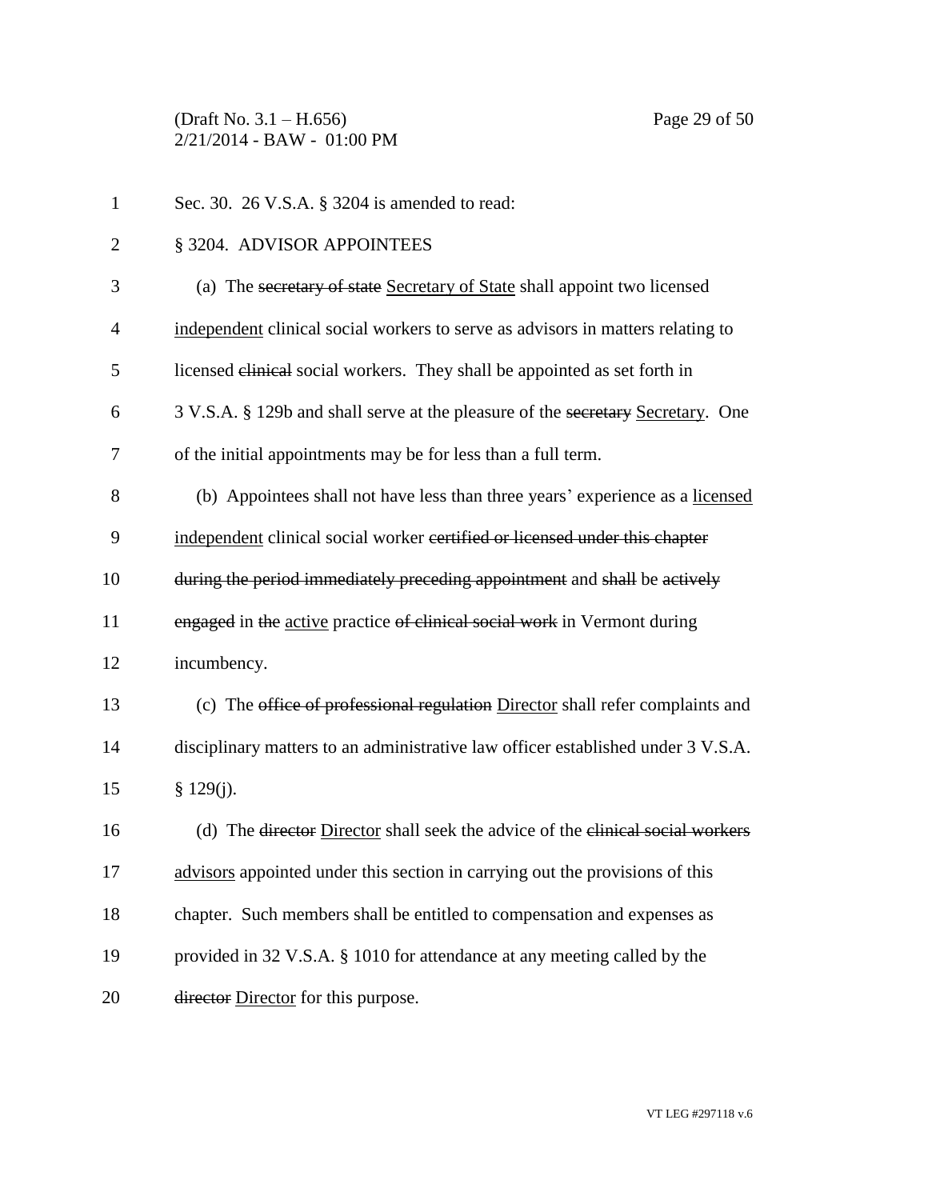Sec. 30. 26 V.S.A. § 3204 is amended to read:

§ 3204. ADVISOR APPOINTEES

(a) The ~~secretary of state~~ <u>Secretary of State</u> shall appoint two licensed <u>independent</u> clinical social workers to serve as advisors in matters relating to licensed ~~clinical~~ social workers. They shall be appointed as set forth in 3 V.S.A. § 129b and shall serve at the pleasure of the ~~secretary~~ <u>Secretary</u>. One of the initial appointments may be for less than a full term.

(b) Appointees shall not have less than three years' experience as a <u>licensed independent</u> clinical social worker ~~certified or licensed under this chapter during the period immediately preceding appointment~~ and ~~shall~~ be ~~actively engaged~~ in ~~the~~ <u>active</u> practice ~~of clinical social work~~ in Vermont during incumbency.

(c) The ~~office of professional regulation~~ <u>Director</u> shall refer complaints and disciplinary matters to an administrative law officer established under 3 V.S.A. § 129(j).

(d) The ~~director~~ <u>Director</u> shall seek the advice of the ~~clinical social workers~~ <u>advisors</u> appointed under this section in carrying out the provisions of this chapter. Such members shall be entitled to compensation and expenses as provided in 32 V.S.A. § 1010 for attendance at any meeting called by the ~~director~~ <u>Director</u> for this purpose.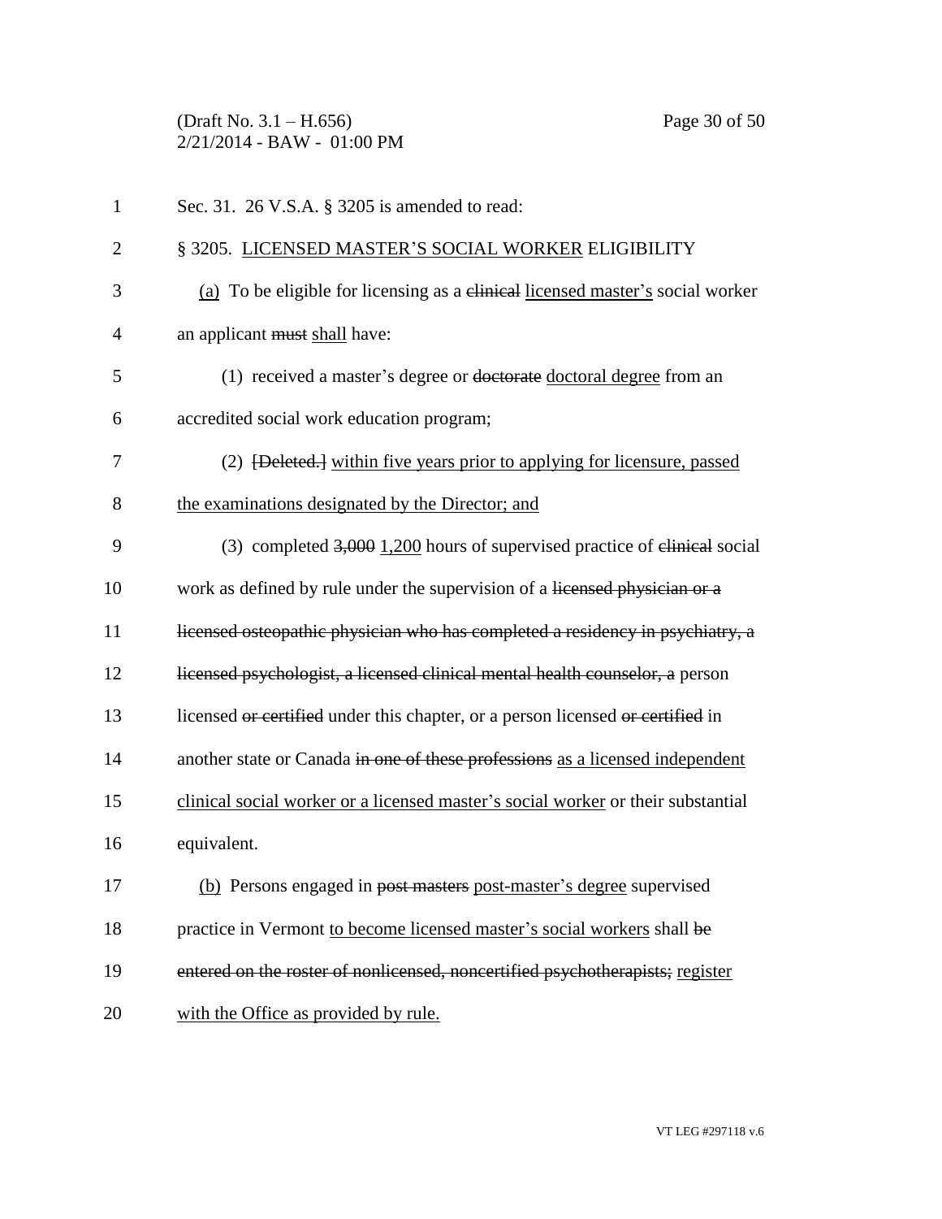Sec. 31. 26 V.S.A. § 3205 is amended to read:

§ 3205. <u>LICENSED MASTER'S SOCIAL WORKER</u> ELIGIBILITY

<u>(a)</u> To be eligible for licensing as a ~~clinical~~ <u>licensed master's</u> social worker an applicant ~~must~~ <u>shall</u> have:

(1) received a master's degree or ~~doctorate~~ <u>doctoral degree</u> from an accredited social work education program;

(2) ~~[Deleted.]~~ <u>within five years prior to applying for licensure, passed the examinations designated by the Director; and</u>

(3) completed ~~3,000~~ <u>1,200</u> hours of supervised practice of ~~clinical~~ social work as defined by rule under the supervision of a ~~licensed physician or a licensed osteopathic physician who has completed a residency in psychiatry, a licensed psychologist, a licensed clinical mental health counselor, a~~ person licensed ~~or certified~~ under this chapter, or a person licensed ~~or certified~~ in another state or Canada ~~in one of these professions~~ <u>as a licensed independent clinical social worker or a licensed master's social worker</u> or their substantial equivalent.

<u>(b)</u> Persons engaged in ~~post masters~~ <u>post-master's degree</u> supervised practice in Vermont <u>to become licensed master's social workers</u> shall ~~be entered on the roster of nonlicensed, noncertified psychotherapists;~~ <u>register with the Office as provided by rule.</u>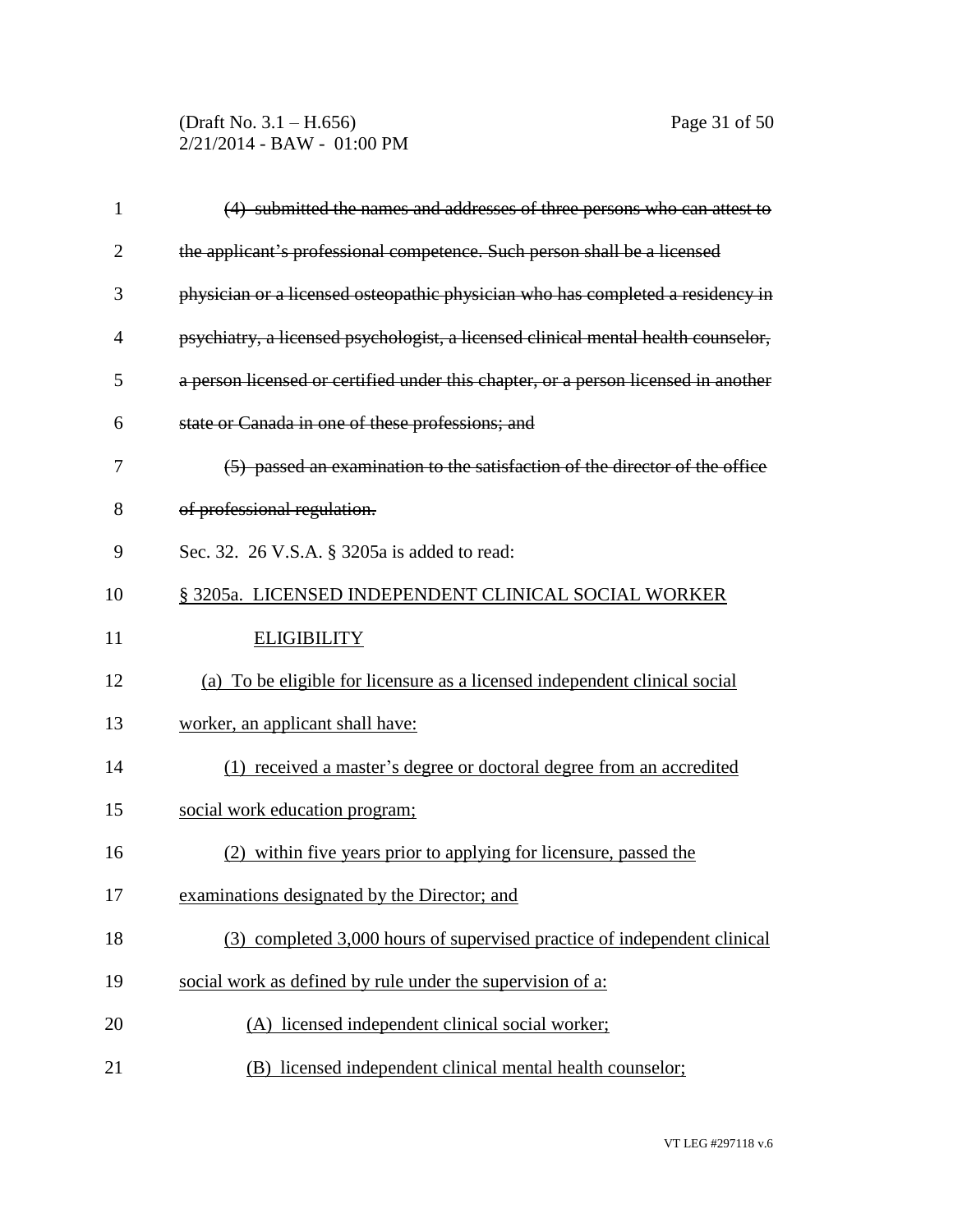~~(4) submitted the names and addresses of three persons who can attest to the applicant's professional competence. Such person shall be a licensed physician or a licensed osteopathic physician who has completed a residency in psychiatry, a licensed psychologist, a licensed clinical mental health counselor, a person licensed or certified under this chapter, or a person licensed in another state or Canada in one of these professions; and~~

~~(5) passed an examination to the satisfaction of the director of the office of professional regulation.~~

Sec. 32. 26 V.S.A. § 3205a is added to read:

<u>§ 3205a. LICENSED INDEPENDENT CLINICAL SOCIAL WORKER ELIGIBILITY</u>

<u>(a) To be eligible for licensure as a licensed independent clinical social worker, an applicant shall have:</u>

<u>(1) received a master's degree or doctoral degree from an accredited social work education program;</u>

<u>(2) within five years prior to applying for licensure, passed the examinations designated by the Director; and</u>

<u>(3) completed 3,000 hours of supervised practice of independent clinical social work as defined by rule under the supervision of a:</u>

<u>(A) licensed independent clinical social worker;</u>

<u>(B) licensed independent clinical mental health counselor;</u>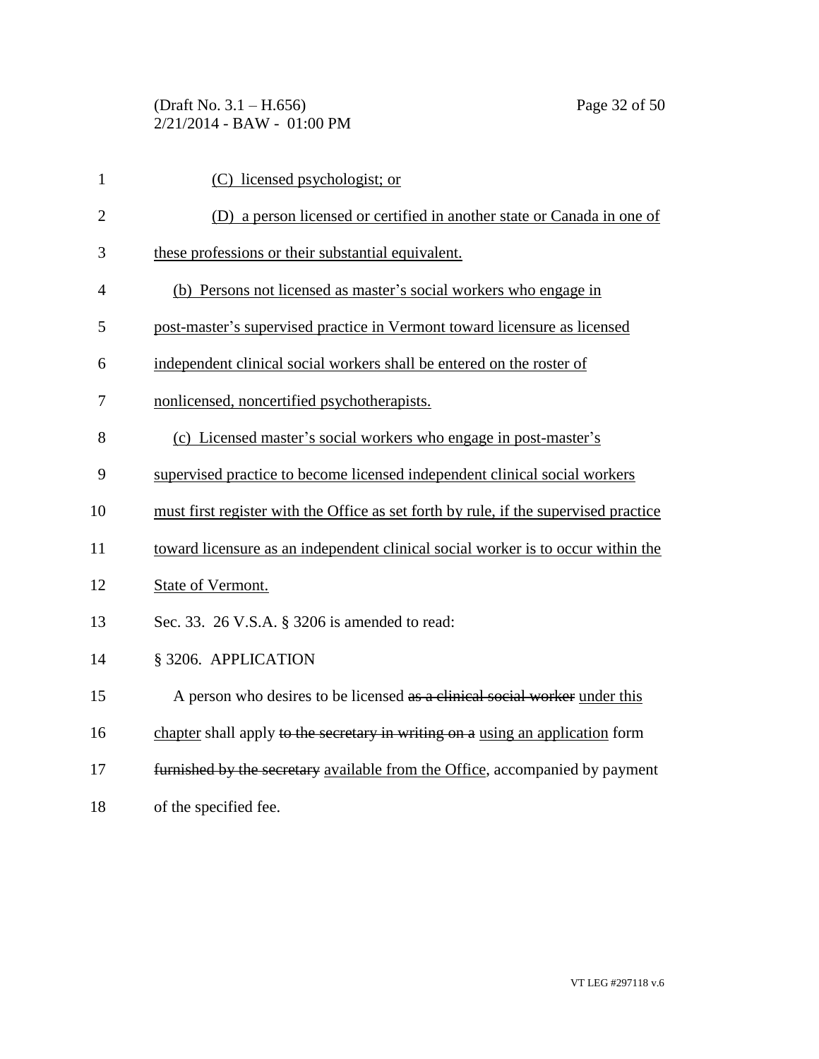(C) licensed psychologist; or

(D) a person licensed or certified in another state or Canada in one of these professions or their substantial equivalent.

(b) Persons not licensed as master's social workers who engage in post-master's supervised practice in Vermont toward licensure as licensed independent clinical social workers shall be entered on the roster of nonlicensed, noncertified psychotherapists.

(c) Licensed master's social workers who engage in post-master's supervised practice to become licensed independent clinical social workers must first register with the Office as set forth by rule, if the supervised practice toward licensure as an independent clinical social worker is to occur within the State of Vermont.

Sec. 33. 26 V.S.A. § 3206 is amended to read:

§ 3206. APPLICATION

A person who desires to be licensed ~~as a clinical social worker~~ under this chapter shall apply ~~to the secretary in writing on a~~ using an application form ~~furnished by the secretary~~ available from the Office, accompanied by payment of the specified fee.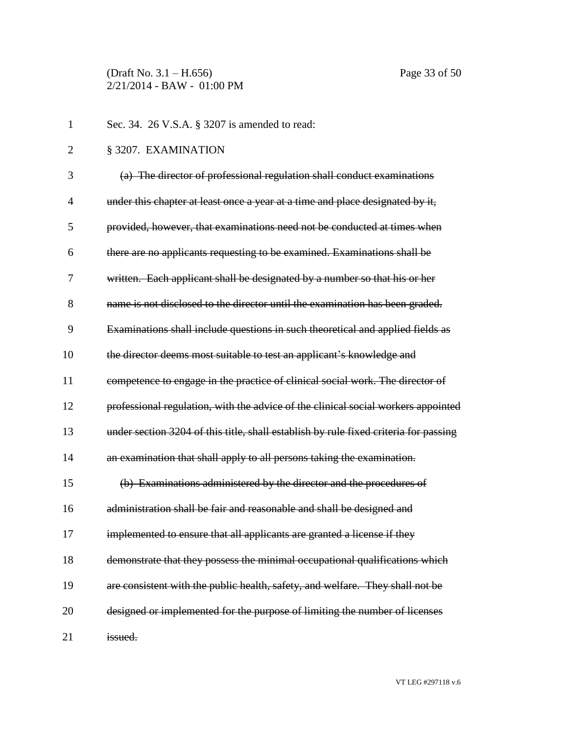Sec. 34. 26 V.S.A. § 3207 is amended to read:

§ 3207. EXAMINATION

~~(a) The director of professional regulation shall conduct examinations under this chapter at least once a year at a time and place designated by it, provided, however, that examinations need not be conducted at times when there are no applicants requesting to be examined. Examinations shall be written. Each applicant shall be designated by a number so that his or her name is not disclosed to the director until the examination has been graded. Examinations shall include questions in such theoretical and applied fields as the director deems most suitable to test an applicant's knowledge and competence to engage in the practice of clinical social work. The director of professional regulation, with the advice of the clinical social workers appointed under section 3204 of this title, shall establish by rule fixed criteria for passing an examination that shall apply to all persons taking the examination.~~

~~(b) Examinations administered by the director and the procedures of administration shall be fair and reasonable and shall be designed and implemented to ensure that all applicants are granted a license if they demonstrate that they possess the minimal occupational qualifications which are consistent with the public health, safety, and welfare. They shall not be designed or implemented for the purpose of limiting the number of licenses issued.~~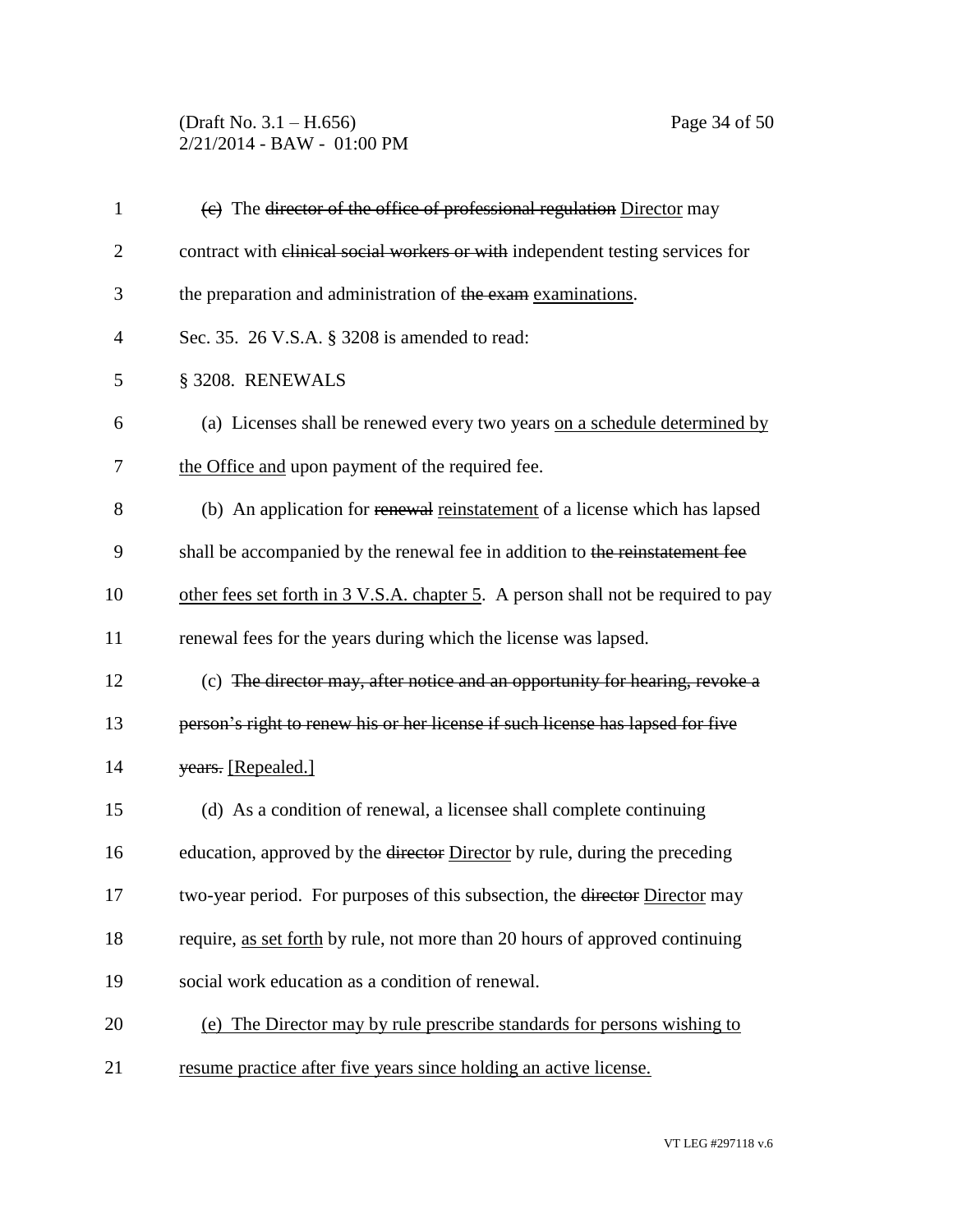(c) The ~~director of the office of professional regulation~~ Director may contract with ~~clinical social workers or with~~ independent testing services for the preparation and administration of ~~the exam~~ examinations.

Sec. 35. 26 V.S.A. § 3208 is amended to read:

§ 3208. RENEWALS

(a) Licenses shall be renewed every two years on a schedule determined by the Office and upon payment of the required fee.

(b) An application for ~~renewal~~ reinstatement of a license which has lapsed shall be accompanied by the renewal fee in addition to ~~the reinstatement fee~~ other fees set forth in 3 V.S.A. chapter 5. A person shall not be required to pay renewal fees for the years during which the license was lapsed.

(c) ~~The director may, after notice and an opportunity for hearing, revoke a person's right to renew his or her license if such license has lapsed for five years.~~ [Repealed.]

(d) As a condition of renewal, a licensee shall complete continuing education, approved by the ~~director~~ Director by rule, during the preceding two-year period. For purposes of this subsection, the ~~director~~ Director may require, as set forth by rule, not more than 20 hours of approved continuing social work education as a condition of renewal.

(e) The Director may by rule prescribe standards for persons wishing to resume practice after five years since holding an active license.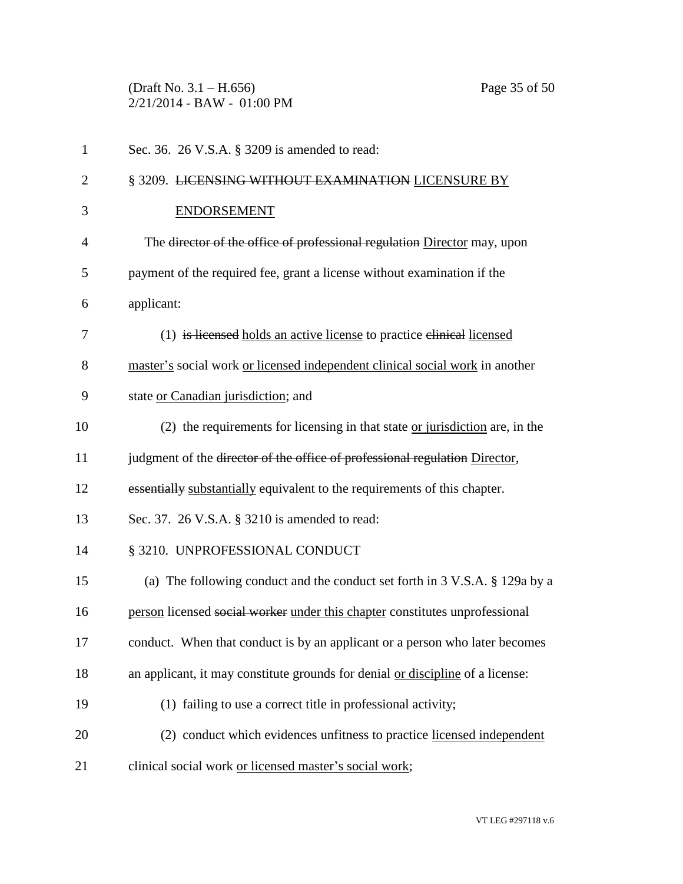Sec. 36. 26 V.S.A. § 3209 is amended to read:

§ 3209. ~~LICENSING WITHOUT EXAMINATION~~ LICENSURE BY ENDORSEMENT

The ~~director of the office of professional regulation~~ Director may, upon payment of the required fee, grant a license without examination if the applicant:

(1) ~~is licensed~~ holds an active license to practice ~~clinical~~ licensed master's social work or licensed independent clinical social work in another state or Canadian jurisdiction; and

(2) the requirements for licensing in that state or jurisdiction are, in the judgment of the ~~director of the office of professional regulation~~ Director, ~~essentially~~ substantially equivalent to the requirements of this chapter.

Sec. 37. 26 V.S.A. § 3210 is amended to read:

§ 3210. UNPROFESSIONAL CONDUCT

(a) The following conduct and the conduct set forth in 3 V.S.A. § 129a by a person licensed ~~social worker~~ under this chapter constitutes unprofessional conduct. When that conduct is by an applicant or a person who later becomes an applicant, it may constitute grounds for denial or discipline of a license:

(1) failing to use a correct title in professional activity;

(2) conduct which evidences unfitness to practice licensed independent clinical social work or licensed master's social work;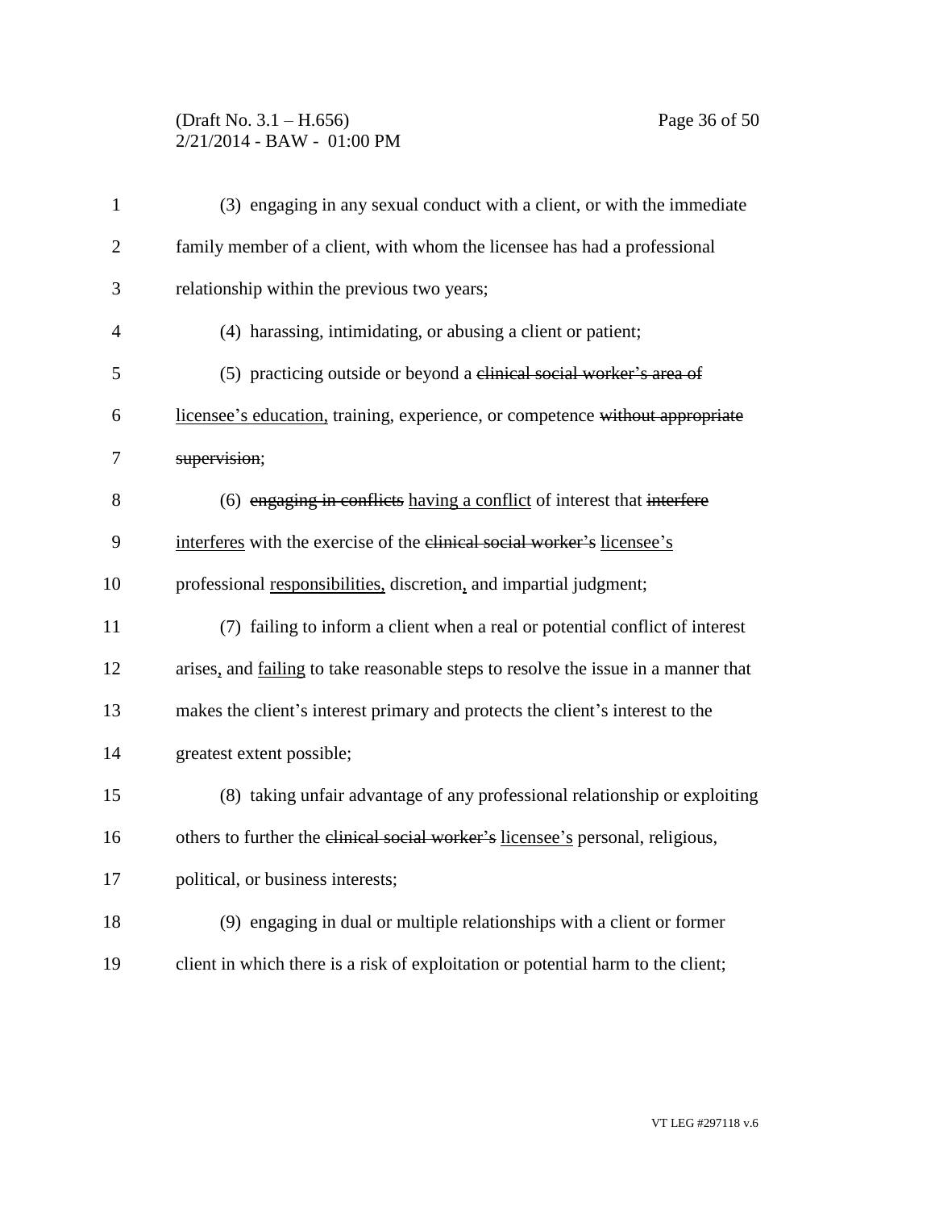(3) engaging in any sexual conduct with a client, or with the immediate family member of a client, with whom the licensee has had a professional relationship within the previous two years;

(4) harassing, intimidating, or abusing a client or patient;

(5) practicing outside or beyond a ~~clinical social worker's area of~~ <u>licensee's education,</u> training, experience, or competence ~~without appropriate supervision~~;

(6) ~~engaging in conflicts~~ <u>having a conflict</u> of interest that ~~interfere~~ <u>interferes</u> with the exercise of the ~~clinical social worker's~~ <u>licensee's</u> professional <u>responsibilities,</u> discretion<u>,</u> and impartial judgment;

(7) failing to inform a client when a real or potential conflict of interest arises<u>,</u> and <u>failing</u> to take reasonable steps to resolve the issue in a manner that makes the client's interest primary and protects the client's interest to the greatest extent possible;

(8) taking unfair advantage of any professional relationship or exploiting others to further the ~~clinical social worker's~~ <u>licensee's</u> personal, religious, political, or business interests;

(9) engaging in dual or multiple relationships with a client or former client in which there is a risk of exploitation or potential harm to the client;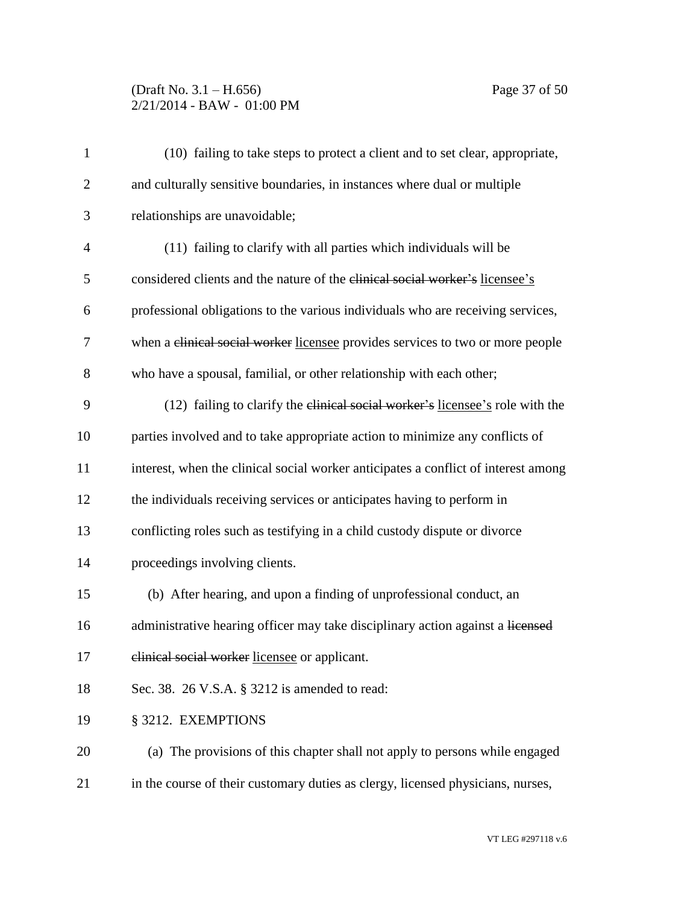(10) failing to take steps to protect a client and to set clear, appropriate, and culturally sensitive boundaries, in instances where dual or multiple relationships are unavoidable;

(11) failing to clarify with all parties which individuals will be considered clients and the nature of the ~~clinical social worker's~~ licensee's professional obligations to the various individuals who are receiving services, when a ~~clinical social worker~~ licensee provides services to two or more people who have a spousal, familial, or other relationship with each other;

(12) failing to clarify the ~~clinical social worker's~~ licensee's role with the parties involved and to take appropriate action to minimize any conflicts of interest, when the clinical social worker anticipates a conflict of interest among the individuals receiving services or anticipates having to perform in conflicting roles such as testifying in a child custody dispute or divorce proceedings involving clients.

(b) After hearing, and upon a finding of unprofessional conduct, an administrative hearing officer may take disciplinary action against a ~~licensed clinical social worker~~ licensee or applicant.

Sec. 38. 26 V.S.A. § 3212 is amended to read:

§ 3212. EXEMPTIONS

(a) The provisions of this chapter shall not apply to persons while engaged in the course of their customary duties as clergy, licensed physicians, nurses,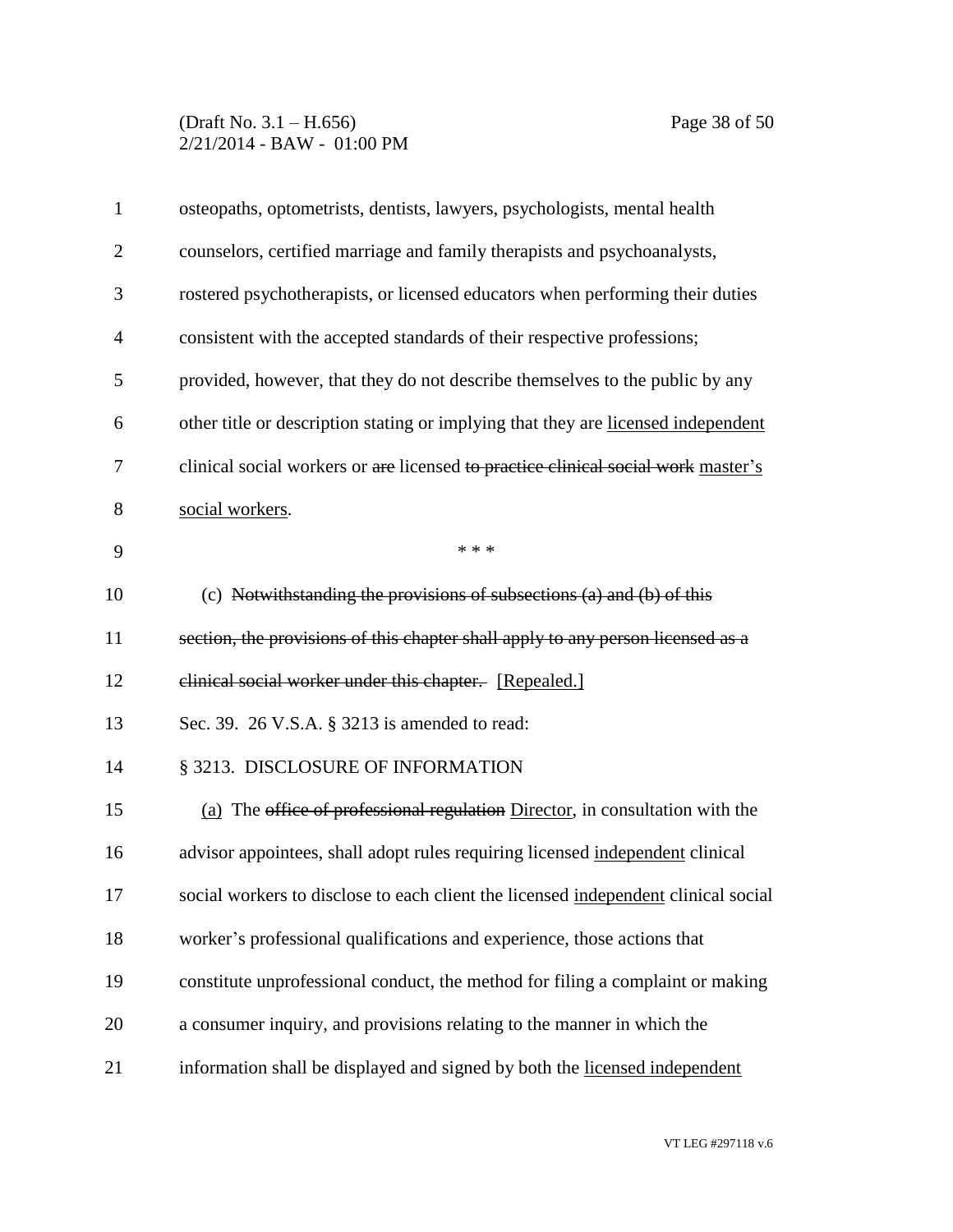osteopaths, optometrists, dentists, lawyers, psychologists, mental health counselors, certified marriage and family therapists and psychoanalysts, rostered psychotherapists, or licensed educators when performing their duties consistent with the accepted standards of their respective professions; provided, however, that they do not describe themselves to the public by any other title or description stating or implying that they are <u>licensed independent</u> clinical social workers or ~~are~~ licensed ~~to practice clinical social work~~ <u>master's social workers</u>.

\* \* \*

(c) ~~Notwithstanding the provisions of subsections (a) and (b) of this section, the provisions of this chapter shall apply to any person licensed as a clinical social worker under this chapter.~~ <u>[Repealed.]</u>

Sec. 39. 26 V.S.A. § 3213 is amended to read:

§ 3213. DISCLOSURE OF INFORMATION

<u>(a)</u> The ~~office of professional regulation~~ <u>Director</u>, in consultation with the advisor appointees, shall adopt rules requiring licensed <u>independent</u> clinical social workers to disclose to each client the licensed <u>independent</u> clinical social worker's professional qualifications and experience, those actions that constitute unprofessional conduct, the method for filing a complaint or making a consumer inquiry, and provisions relating to the manner in which the information shall be displayed and signed by both the <u>licensed independent</u>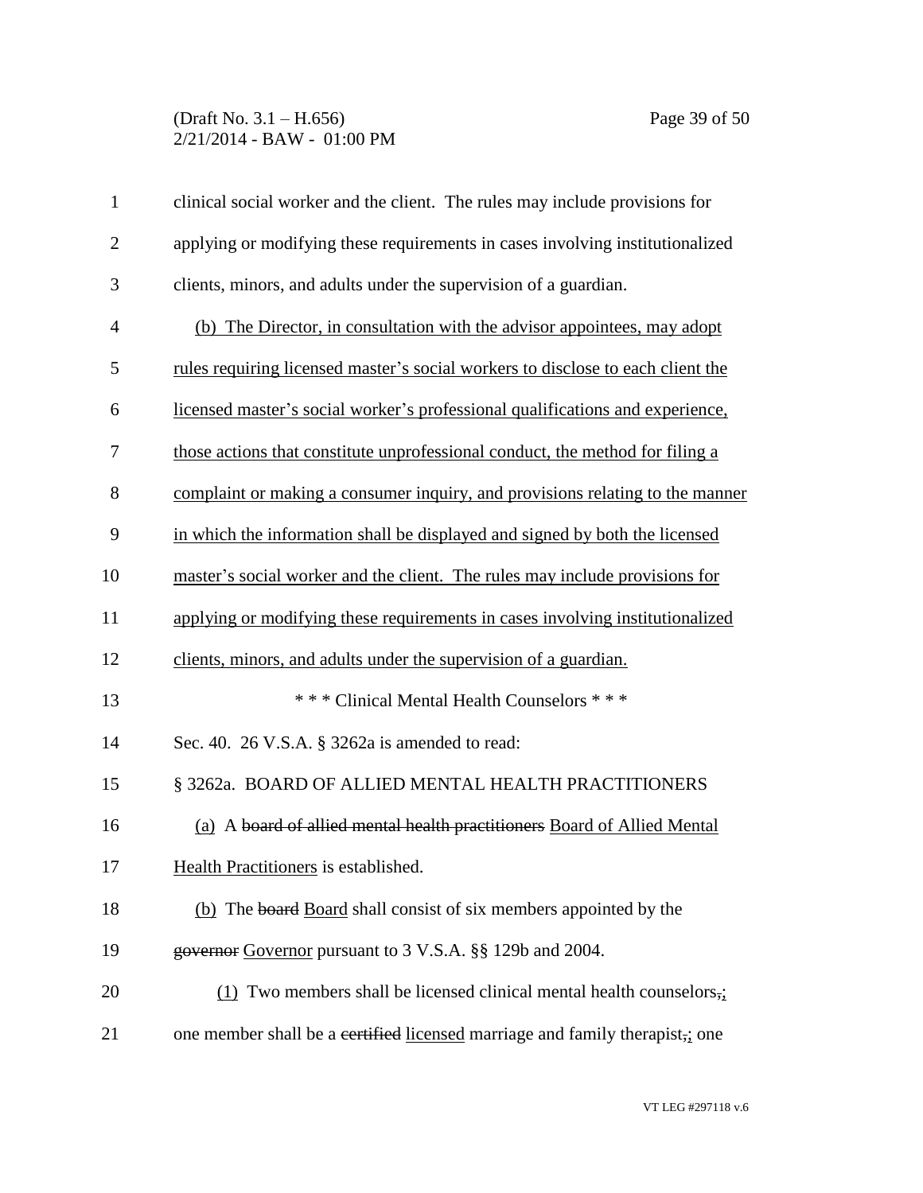clinical social worker and the client. The rules may include provisions for applying or modifying these requirements in cases involving institutionalized clients, minors, and adults under the supervision of a guardian.

<u>(b) The Director, in consultation with the advisor appointees, may adopt rules requiring licensed master's social workers to disclose to each client the licensed master's social worker's professional qualifications and experience, those actions that constitute unprofessional conduct, the method for filing a complaint or making a consumer inquiry, and provisions relating to the manner in which the information shall be displayed and signed by both the licensed master's social worker and the client. The rules may include provisions for applying or modifying these requirements in cases involving institutionalized clients, minors, and adults under the supervision of a guardian.</u>

\* \* \* Clinical Mental Health Counselors \* \* \*

Sec. 40. 26 V.S.A. § 3262a is amended to read:

§ 3262a. BOARD OF ALLIED MENTAL HEALTH PRACTITIONERS

<u>(a)</u> A ~~board of allied mental health practitioners~~ <u>Board of Allied Mental Health Practitioners</u> is established.

<u>(b)</u> The ~~board~~ <u>Board</u> shall consist of six members appointed by the ~~governor~~ <u>Governor</u> pursuant to 3 V.S.A. §§ 129b and 2004.

<u>(1)</u> Two members shall be licensed clinical mental health counselors~~,~~<u>;</u> one member shall be a ~~certified~~ <u>licensed</u> marriage and family therapist~~,~~<u>;</u> one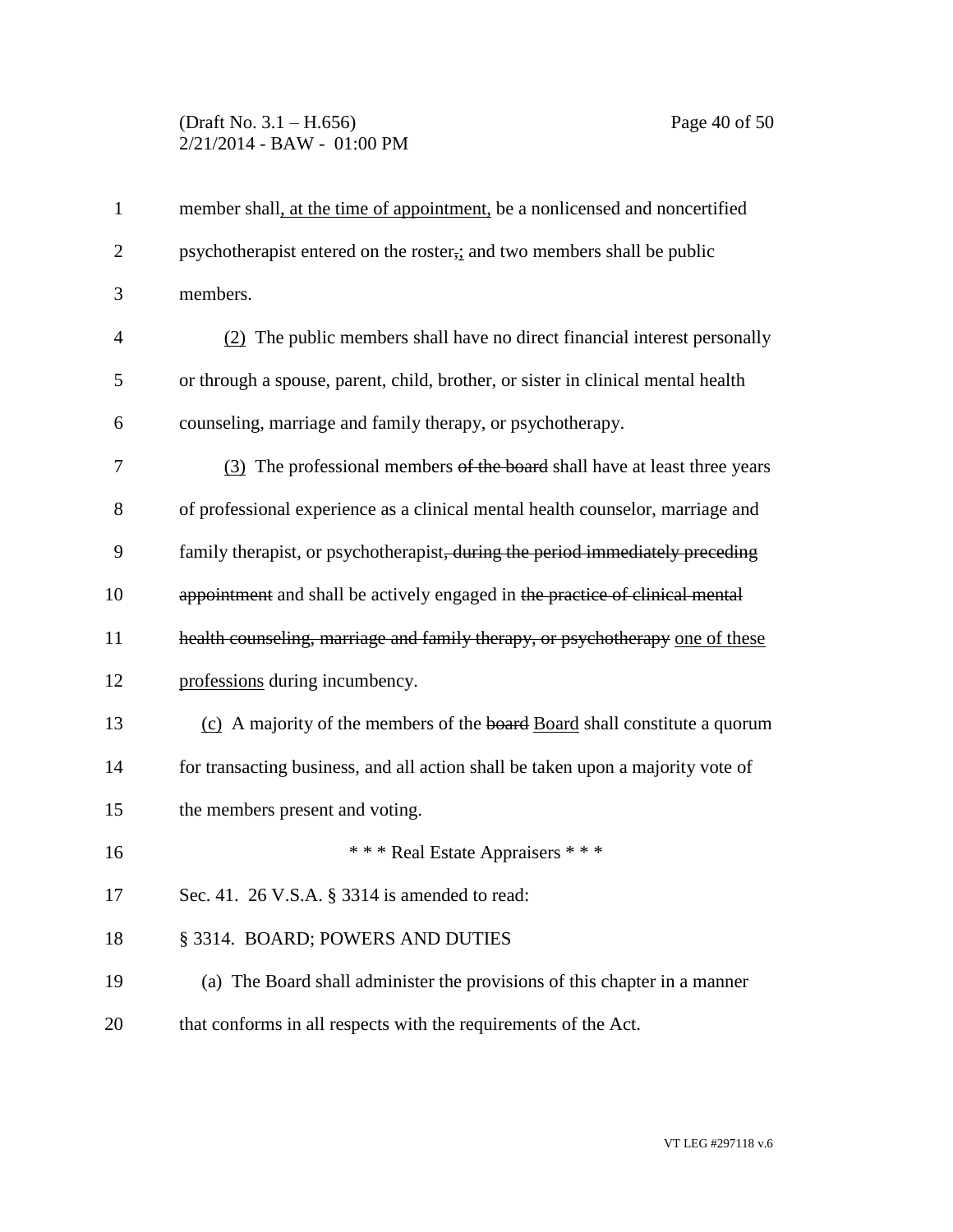member shall, at the time of appointment, be a nonlicensed and noncertified psychotherapist entered on the roster,; and two members shall be public members.

(2) The public members shall have no direct financial interest personally or through a spouse, parent, child, brother, or sister in clinical mental health counseling, marriage and family therapy, or psychotherapy.

(3) The professional members ~~of the board~~ shall have at least three years of professional experience as a clinical mental health counselor, marriage and family therapist, or psychotherapist~~, during the period immediately preceding appointment~~ and shall be actively engaged in ~~the practice of clinical mental health counseling, marriage and family therapy, or psychotherapy~~ one of these professions during incumbency.

(c) A majority of the members of the ~~board~~ Board shall constitute a quorum for transacting business, and all action shall be taken upon a majority vote of the members present and voting.

\* \* \* Real Estate Appraisers \* \* \*

Sec. 41. 26 V.S.A. § 3314 is amended to read:

§ 3314. BOARD; POWERS AND DUTIES

(a) The Board shall administer the provisions of this chapter in a manner that conforms in all respects with the requirements of the Act.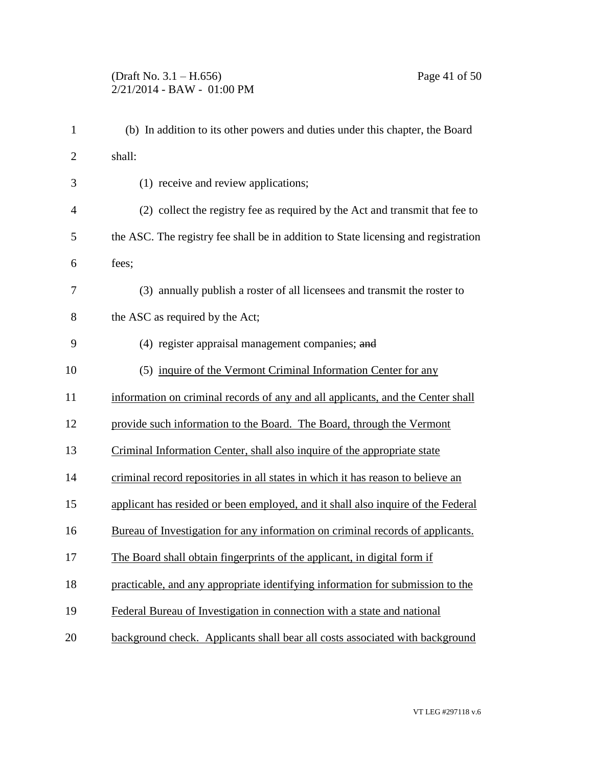(b) In addition to its other powers and duties under this chapter, the Board shall:

(1) receive and review applications;

(2) collect the registry fee as required by the Act and transmit that fee to the ASC. The registry fee shall be in addition to State licensing and registration fees;

(3) annually publish a roster of all licensees and transmit the roster to the ASC as required by the Act;

(4) register appraisal management companies; ~~and~~

(5) <u>inquire of the Vermont Criminal Information Center for any information on criminal records of any and all applicants, and the Center shall provide such information to the Board. The Board, through the Vermont Criminal Information Center, shall also inquire of the appropriate state criminal record repositories in all states in which it has reason to believe an applicant has resided or been employed, and it shall also inquire of the Federal Bureau of Investigation for any information on criminal records of applicants. The Board shall obtain fingerprints of the applicant, in digital form if practicable, and any appropriate identifying information for submission to the Federal Bureau of Investigation in connection with a state and national background check. Applicants shall bear all costs associated with background</u>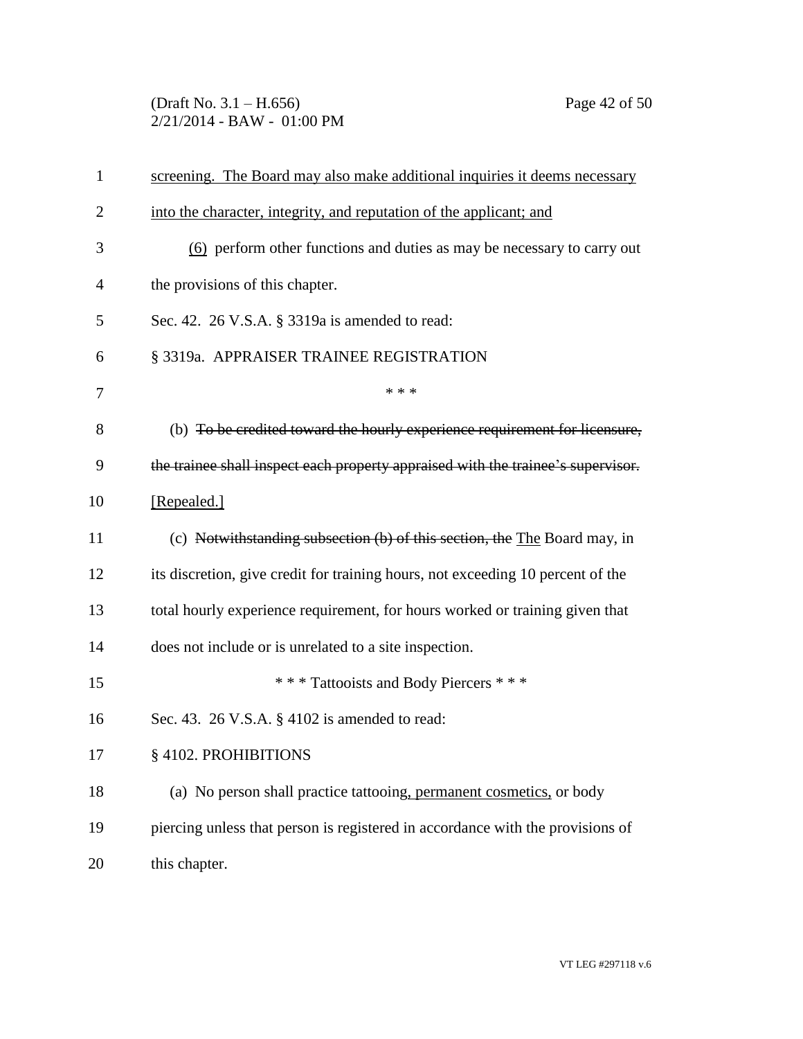screening. The Board may also make additional inquiries it deems necessary into the character, integrity, and reputation of the applicant; and

(6) perform other functions and duties as may be necessary to carry out the provisions of this chapter.

Sec. 42. 26 V.S.A. § 3319a is amended to read:

§ 3319a. APPRAISER TRAINEE REGISTRATION

\* \* \*

(b) ~~To be credited toward the hourly experience requirement for licensure, the trainee shall inspect each property appraised with the trainee's supervisor.~~ [Repealed.]

(c) ~~Notwithstanding subsection (b) of this section, the~~ The Board may, in its discretion, give credit for training hours, not exceeding 10 percent of the total hourly experience requirement, for hours worked or training given that does not include or is unrelated to a site inspection.

\* \* \* Tattooists and Body Piercers \* \* \*

Sec. 43. 26 V.S.A. § 4102 is amended to read:

§ 4102. PROHIBITIONS

(a) No person shall practice tattooing, permanent cosmetics, or body piercing unless that person is registered in accordance with the provisions of this chapter.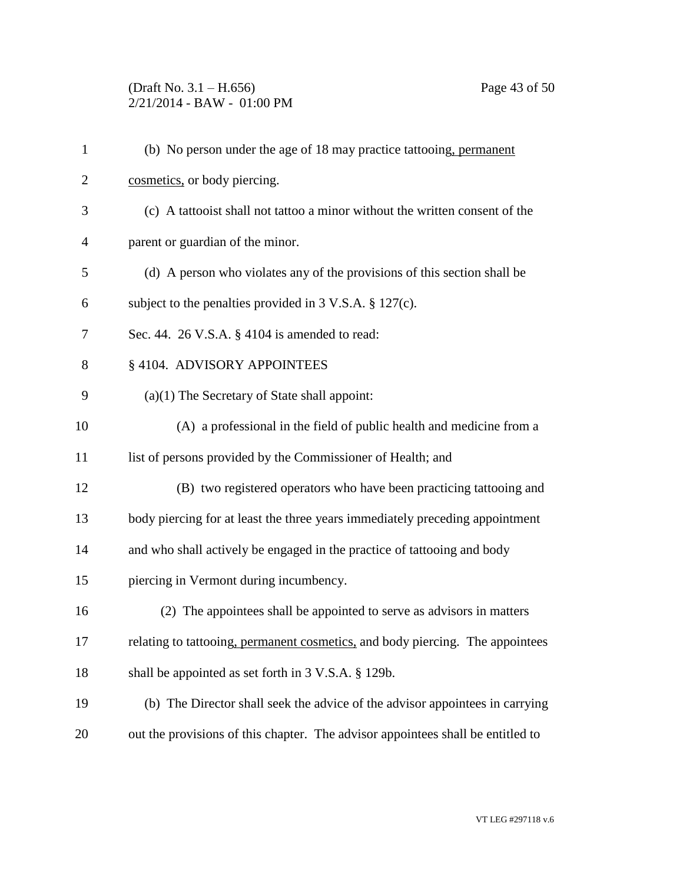(b) No person under the age of 18 may practice tattooing, permanent cosmetics, or body piercing.

(c) A tattooist shall not tattoo a minor without the written consent of the parent or guardian of the minor.

(d) A person who violates any of the provisions of this section shall be subject to the penalties provided in 3 V.S.A. § 127(c).

Sec. 44. 26 V.S.A. § 4104 is amended to read:

§ 4104. ADVISORY APPOINTEES

(a)(1) The Secretary of State shall appoint:

(A) a professional in the field of public health and medicine from a list of persons provided by the Commissioner of Health; and

(B) two registered operators who have been practicing tattooing and body piercing for at least the three years immediately preceding appointment and who shall actively be engaged in the practice of tattooing and body piercing in Vermont during incumbency.

(2) The appointees shall be appointed to serve as advisors in matters relating to tattooing, permanent cosmetics, and body piercing. The appointees shall be appointed as set forth in 3 V.S.A. § 129b.

(b) The Director shall seek the advice of the advisor appointees in carrying out the provisions of this chapter. The advisor appointees shall be entitled to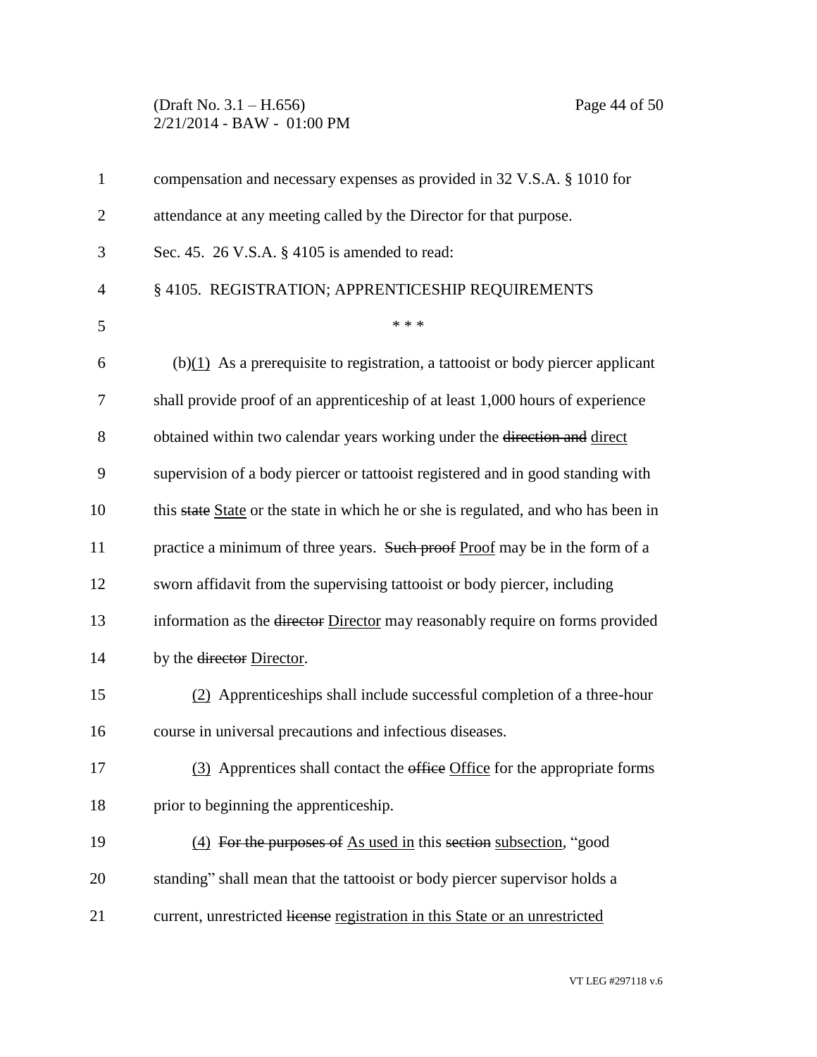compensation and necessary expenses as provided in 32 V.S.A. § 1010 for attendance at any meeting called by the Director for that purpose.

Sec. 45. 26 V.S.A. § 4105 is amended to read:

§ 4105. REGISTRATION; APPRENTICESHIP REQUIREMENTS

\* \* \*

(b)(1) As a prerequisite to registration, a tattooist or body piercer applicant shall provide proof of an apprenticeship of at least 1,000 hours of experience obtained within two calendar years working under the ~~direction and~~ direct supervision of a body piercer or tattooist registered and in good standing with this ~~state~~ State or the state in which he or she is regulated, and who has been in practice a minimum of three years. ~~Such proof~~ Proof may be in the form of a sworn affidavit from the supervising tattooist or body piercer, including information as the ~~director~~ Director may reasonably require on forms provided by the ~~director~~ Director.

(2) Apprenticeships shall include successful completion of a three-hour course in universal precautions and infectious diseases.

(3) Apprentices shall contact the ~~office~~ Office for the appropriate forms prior to beginning the apprenticeship.

(4) ~~For the purposes of~~ As used in this ~~section~~ subsection, "good standing" shall mean that the tattooist or body piercer supervisor holds a current, unrestricted ~~license~~ registration in this State or an unrestricted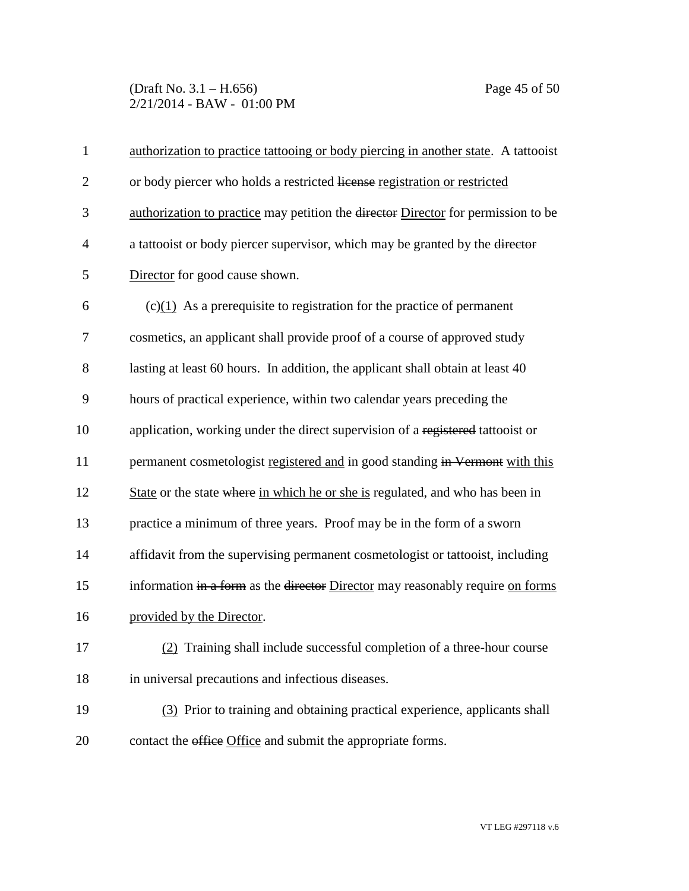authorization to practice tattooing or body piercing in another state. A tattooist or body piercer who holds a restricted ~~license~~ registration or restricted authorization to practice may petition the ~~director~~ Director for permission to be a tattooist or body piercer supervisor, which may be granted by the ~~director~~ Director for good cause shown.

(c)(1) As a prerequisite to registration for the practice of permanent cosmetics, an applicant shall provide proof of a course of approved study lasting at least 60 hours. In addition, the applicant shall obtain at least 40 hours of practical experience, within two calendar years preceding the application, working under the direct supervision of a ~~registered~~ tattooist or permanent cosmetologist registered and in good standing ~~in Vermont~~ with this State or the state ~~where~~ in which he or she is regulated, and who has been in practice a minimum of three years. Proof may be in the form of a sworn affidavit from the supervising permanent cosmetologist or tattooist, including information ~~in a form~~ as the ~~director~~ Director may reasonably require on forms provided by the Director.

(2) Training shall include successful completion of a three-hour course in universal precautions and infectious diseases.

(3) Prior to training and obtaining practical experience, applicants shall contact the ~~office~~ Office and submit the appropriate forms.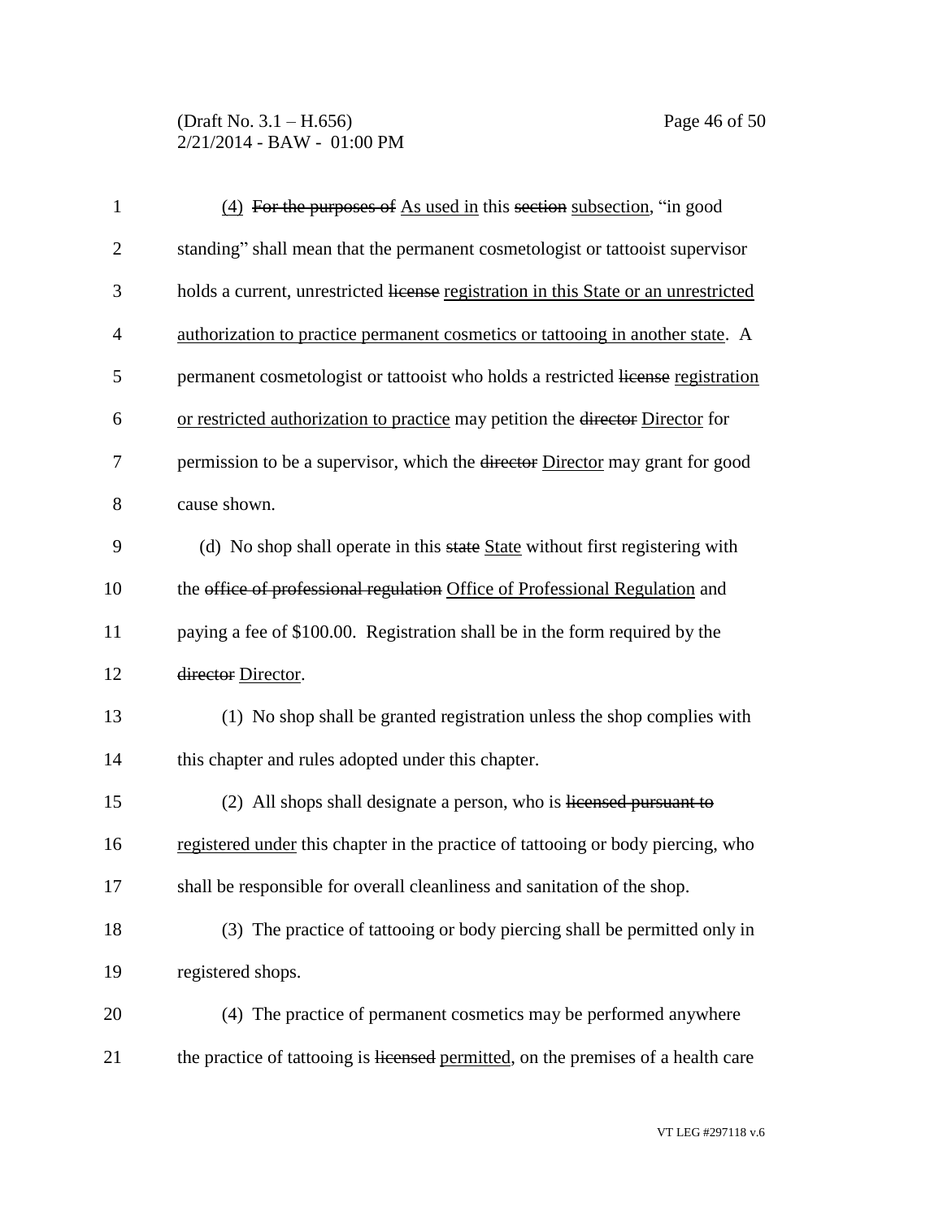(4) ~~For the purposes of~~ As used in this ~~section~~ subsection, "in good standing" shall mean that the permanent cosmetologist or tattooist supervisor holds a current, unrestricted ~~license~~ registration in this State or an unrestricted authorization to practice permanent cosmetics or tattooing in another state. A permanent cosmetologist or tattooist who holds a restricted ~~license~~ registration or restricted authorization to practice may petition the ~~director~~ Director for permission to be a supervisor, which the ~~director~~ Director may grant for good cause shown.

(d) No shop shall operate in this ~~state~~ State without first registering with the ~~office of professional regulation~~ Office of Professional Regulation and paying a fee of $100.00. Registration shall be in the form required by the ~~director~~ Director.

(1) No shop shall be granted registration unless the shop complies with this chapter and rules adopted under this chapter.

(2) All shops shall designate a person, who is ~~licensed pursuant to~~ registered under this chapter in the practice of tattooing or body piercing, who shall be responsible for overall cleanliness and sanitation of the shop.

(3) The practice of tattooing or body piercing shall be permitted only in registered shops.

(4) The practice of permanent cosmetics may be performed anywhere the practice of tattooing is ~~licensed~~ permitted, on the premises of a health care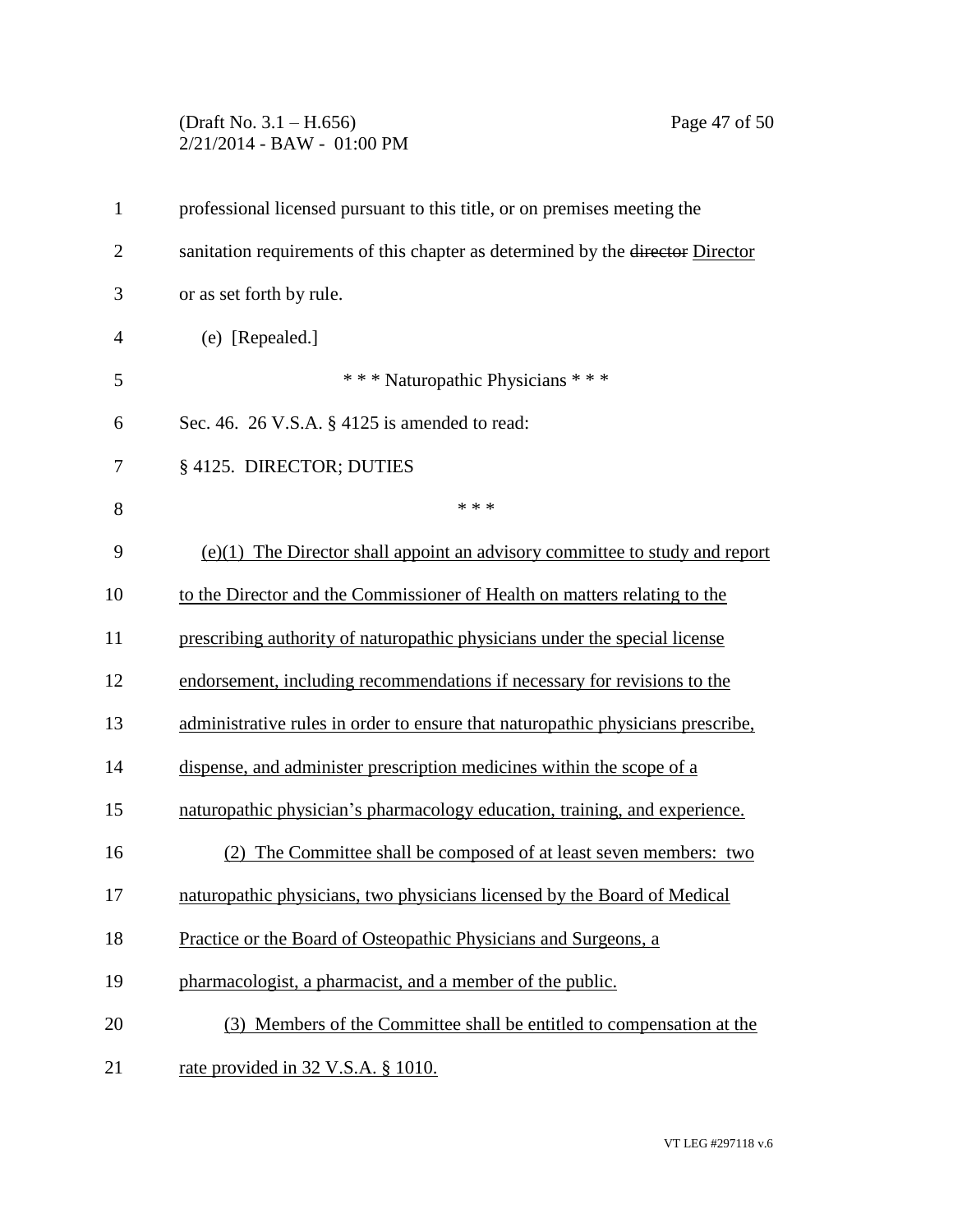professional licensed pursuant to this title, or on premises meeting the sanitation requirements of this chapter as determined by the ~~director~~ Director or as set forth by rule.

(e) [Repealed.]

\* \* \* Naturopathic Physicians \* \* \*

Sec. 46. 26 V.S.A. § 4125 is amended to read:

§ 4125. DIRECTOR; DUTIES

\* \* \*

(e)(1) The Director shall appoint an advisory committee to study and report to the Director and the Commissioner of Health on matters relating to the prescribing authority of naturopathic physicians under the special license endorsement, including recommendations if necessary for revisions to the administrative rules in order to ensure that naturopathic physicians prescribe, dispense, and administer prescription medicines within the scope of a naturopathic physician's pharmacology education, training, and experience.

(2) The Committee shall be composed of at least seven members: two naturopathic physicians, two physicians licensed by the Board of Medical Practice or the Board of Osteopathic Physicians and Surgeons, a pharmacologist, a pharmacist, and a member of the public.

(3) Members of the Committee shall be entitled to compensation at the rate provided in 32 V.S.A. § 1010.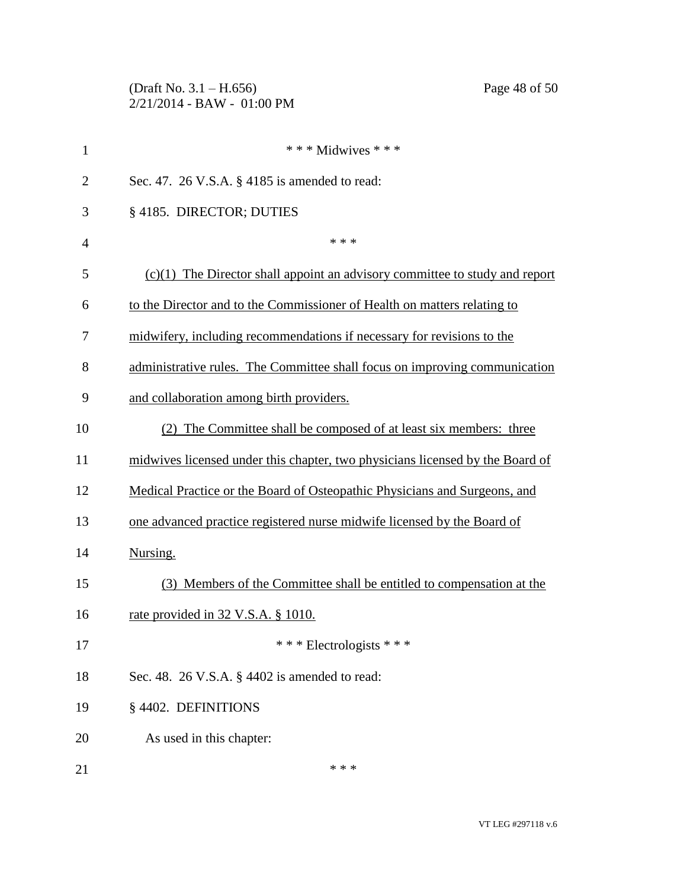\* \* \* Midwives \* \* \*

Sec. 47. 26 V.S.A. § 4185 is amended to read:

§ 4185. DIRECTOR; DUTIES

\* \* \*

<u>(c)(1) The Director shall appoint an advisory committee to study and report to the Director and to the Commissioner of Health on matters relating to midwifery, including recommendations if necessary for revisions to the administrative rules. The Committee shall focus on improving communication and collaboration among birth providers.</u>

<u>(2) The Committee shall be composed of at least six members: three midwives licensed under this chapter, two physicians licensed by the Board of Medical Practice or the Board of Osteopathic Physicians and Surgeons, and one advanced practice registered nurse midwife licensed by the Board of Nursing.</u>

<u>(3) Members of the Committee shall be entitled to compensation at the rate provided in 32 V.S.A. § 1010.</u>

\* \* \* Electrologists \* \* \*

Sec. 48. 26 V.S.A. § 4402 is amended to read:

§ 4402. DEFINITIONS

As used in this chapter:

\* \* \*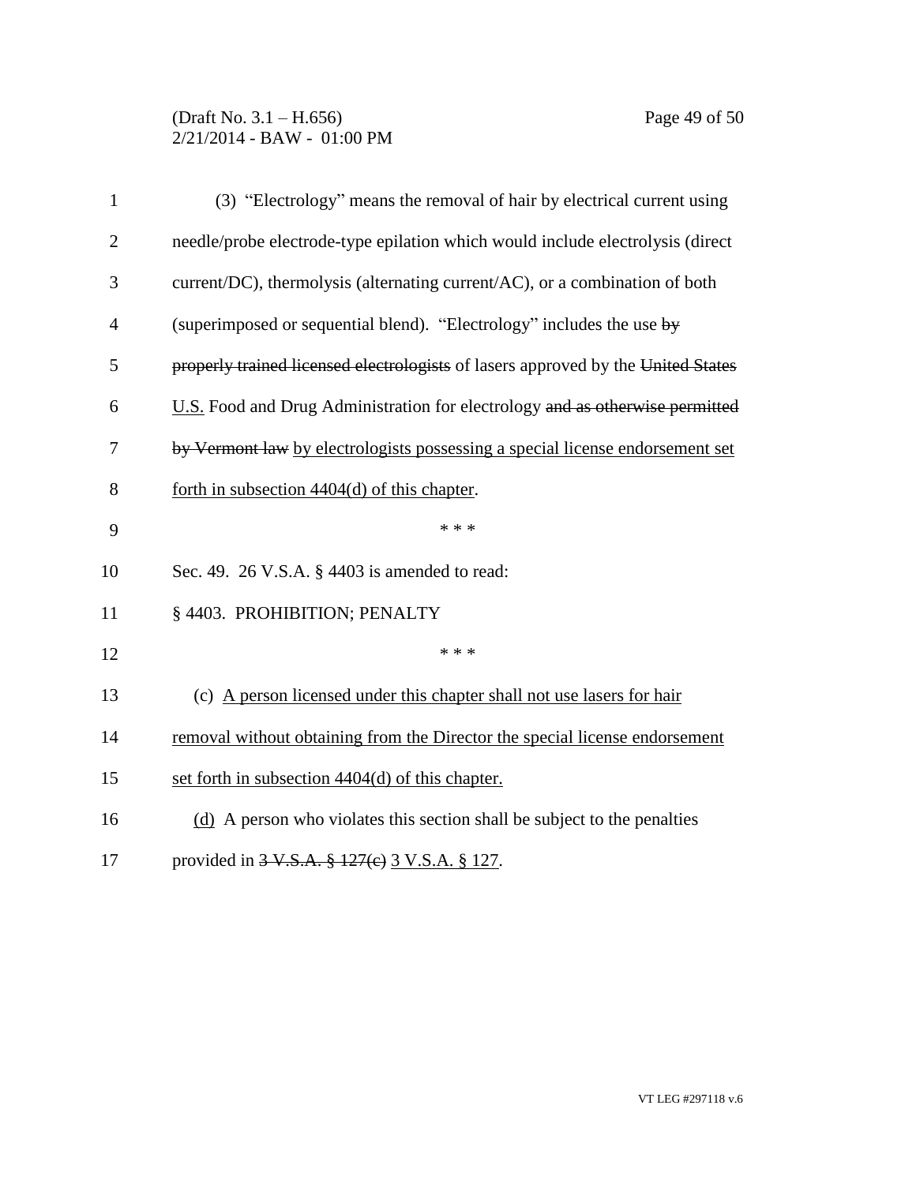(3) "Electrology" means the removal of hair by electrical current using needle/probe electrode-type epilation which would include electrolysis (direct current/DC), thermolysis (alternating current/AC), or a combination of both (superimposed or sequential blend). "Electrology" includes the use ~~by properly trained licensed electrologists~~ of lasers approved by the ~~United States~~ U.S. Food and Drug Administration for electrology ~~and as otherwise permitted by Vermont law~~ by electrologists possessing a special license endorsement set forth in subsection 4404(d) of this chapter.

\* \* \*

Sec. 49. 26 V.S.A. § 4403 is amended to read:

§ 4403. PROHIBITION; PENALTY

\* \* \*

(c) A person licensed under this chapter shall not use lasers for hair removal without obtaining from the Director the special license endorsement set forth in subsection 4404(d) of this chapter.

(d) A person who violates this section shall be subject to the penalties provided in ~~3 V.S.A. § 127(c)~~ 3 V.S.A. § 127.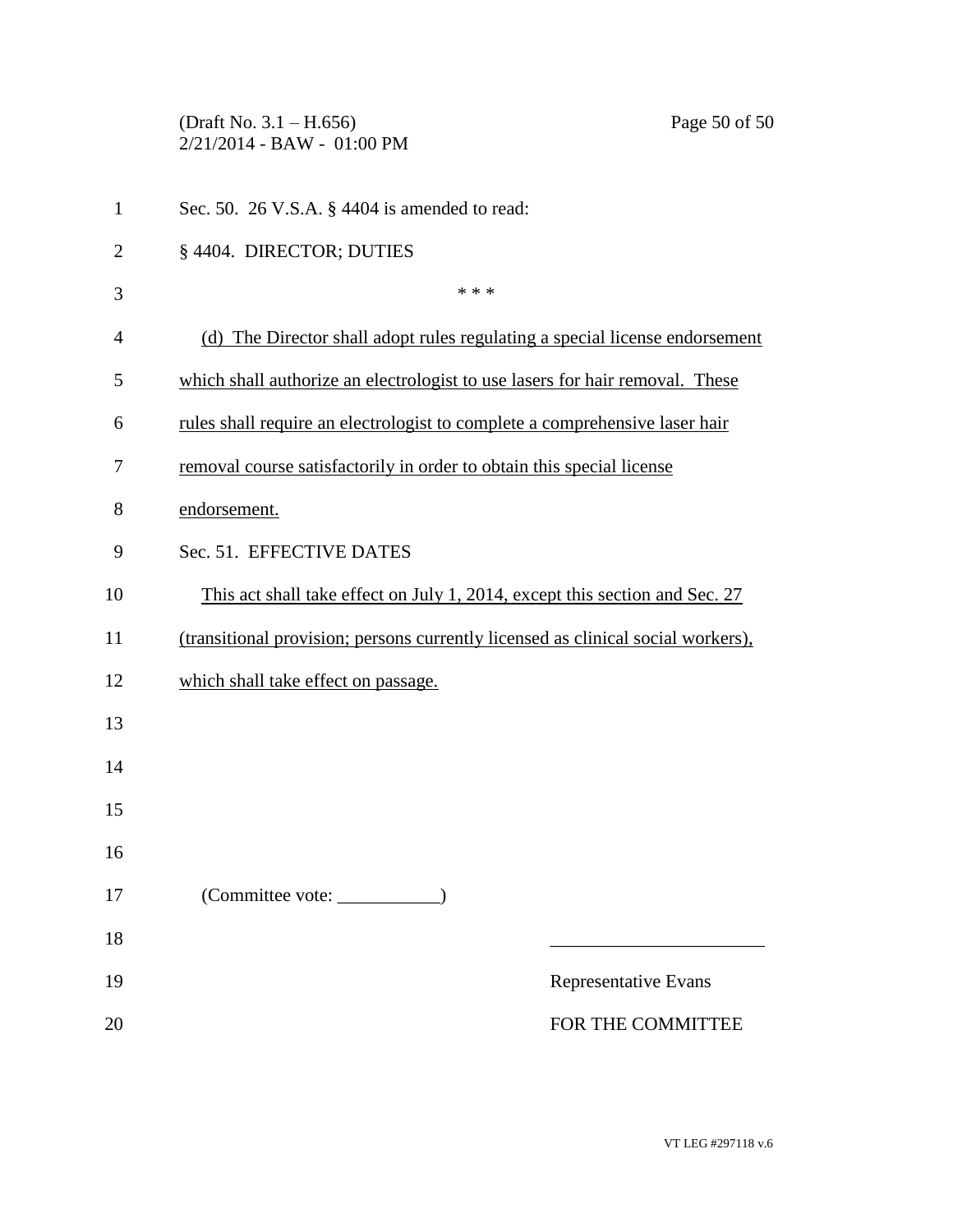Sec. 50. 26 V.S.A. § 4404 is amended to read:

§ 4404. DIRECTOR; DUTIES

\* \* \*

(d) The Director shall adopt rules regulating a special license endorsement which shall authorize an electrologist to use lasers for hair removal. These rules shall require an electrologist to complete a comprehensive laser hair removal course satisfactorily in order to obtain this special license endorsement.

Sec. 51. EFFECTIVE DATES

This act shall take effect on July 1, 2014, except this section and Sec. 27 (transitional provision; persons currently licensed as clinical social workers), which shall take effect on passage.

(Committee vote: ___________)

_______________________

Representative Evans

FOR THE COMMITTEE